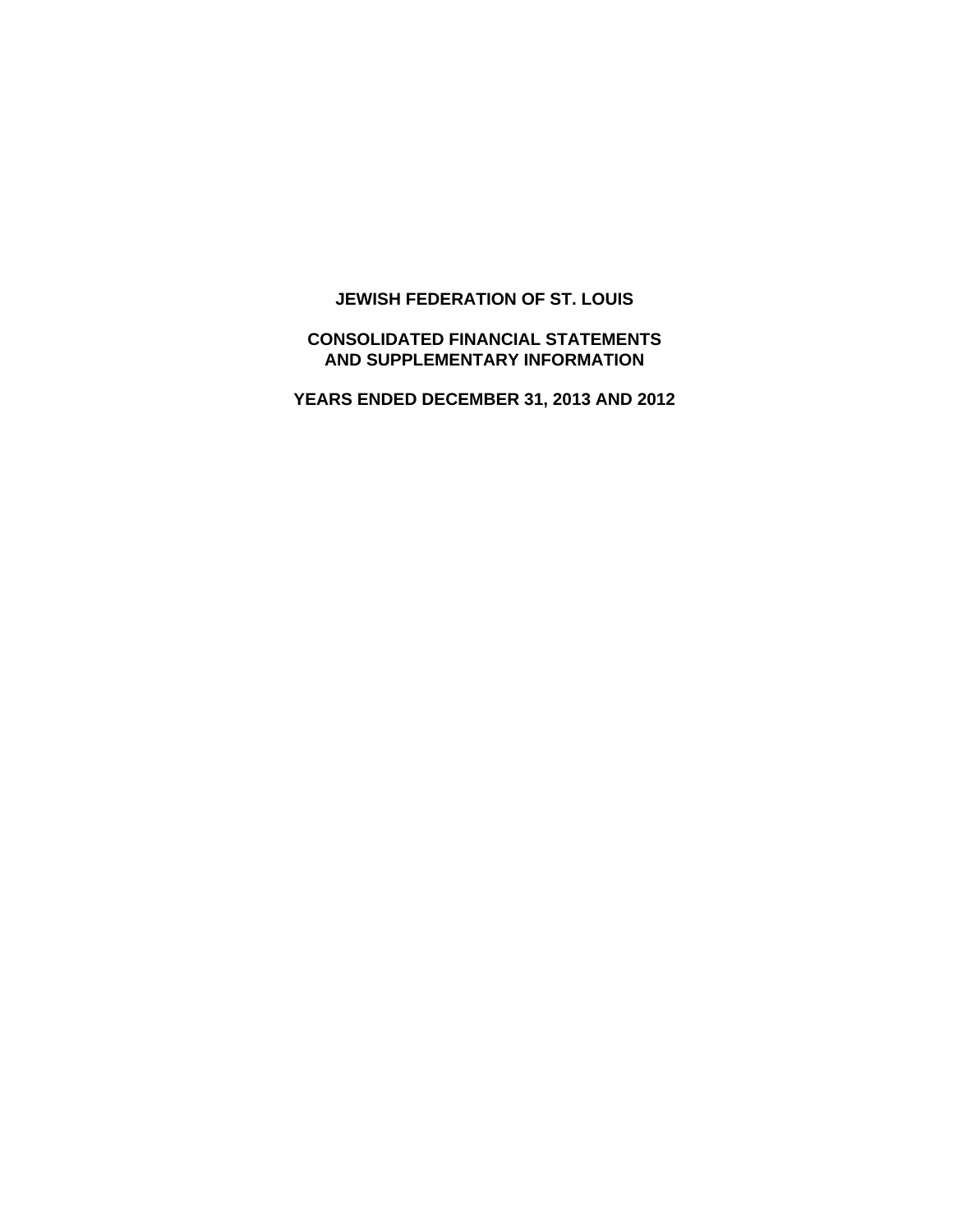# JEWISH FEDERATION OF ST. LOUIS

## CONSOLIDATED FINANCIAL STATEMENTS AND SUPPLEMENTARY INFORMATION

## YEARS ENDED DECEMBER 31, 2013 AND 2012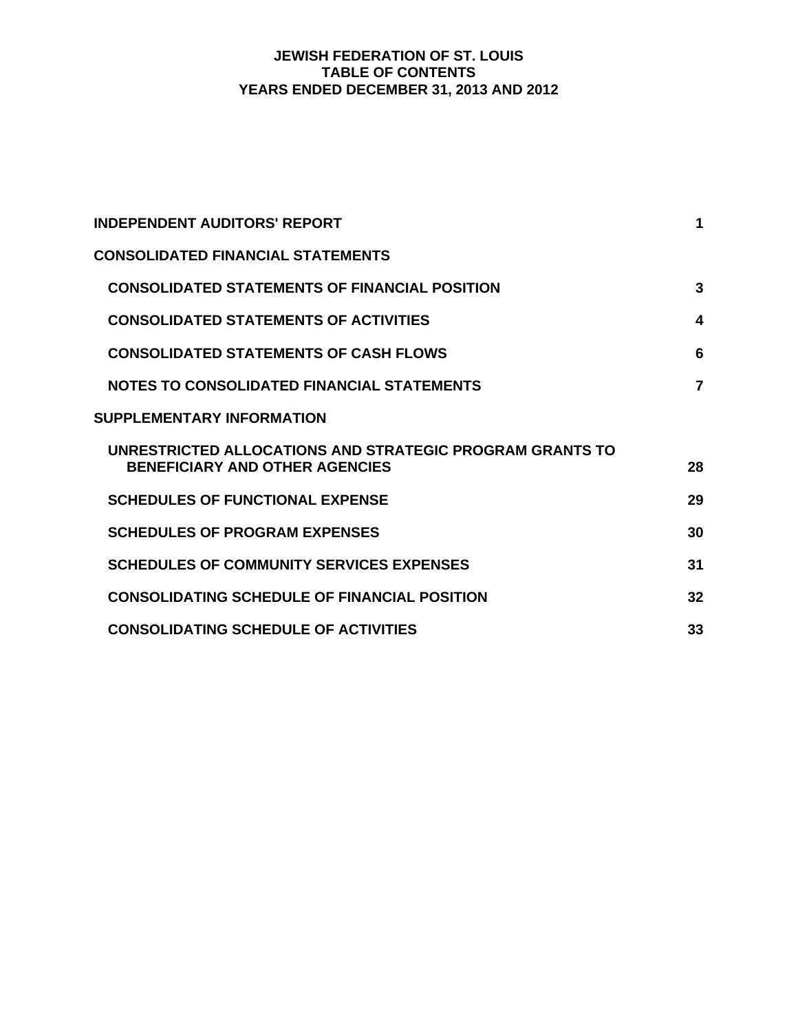# JEWISH FEDERATION OF ST. LOUIS
## TABLE OF CONTENTS
## YEARS ENDED DECEMBER 31, 2013 AND 2012

| | |
|---|---|
| **INDEPENDENT AUDITORS' REPORT** | **1** |
| **CONSOLIDATED FINANCIAL STATEMENTS** | |
| **CONSOLIDATED STATEMENTS OF FINANCIAL POSITION** | **3** |
| **CONSOLIDATED STATEMENTS OF ACTIVITIES** | **4** |
| **CONSOLIDATED STATEMENTS OF CASH FLOWS** | **6** |
| **NOTES TO CONSOLIDATED FINANCIAL STATEMENTS** | **7** |
| **SUPPLEMENTARY INFORMATION** | |
| **UNRESTRICTED ALLOCATIONS AND STRATEGIC PROGRAM GRANTS TO BENEFICIARY AND OTHER AGENCIES** | **28** |
| **SCHEDULES OF FUNCTIONAL EXPENSE** | **29** |
| **SCHEDULES OF PROGRAM EXPENSES** | **30** |
| **SCHEDULES OF COMMUNITY SERVICES EXPENSES** | **31** |
| **CONSOLIDATING SCHEDULE OF FINANCIAL POSITION** | **32** |
| **CONSOLIDATING SCHEDULE OF ACTIVITIES** | **33** |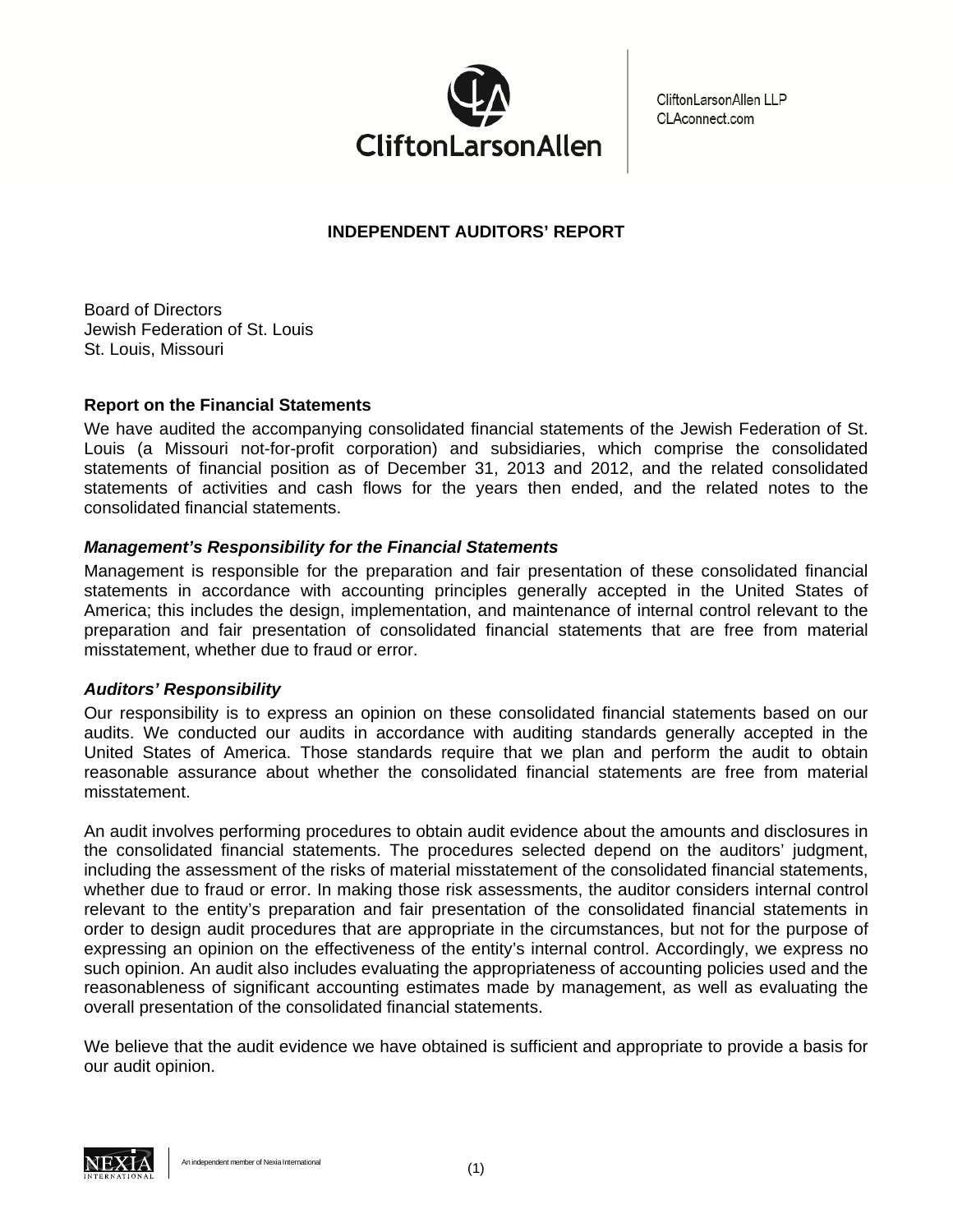CliftonLarsonAllen LLP
CLAconnect.com

# INDEPENDENT AUDITORS' REPORT

Board of Directors
Jewish Federation of St. Louis
St. Louis, Missouri

## Report on the Financial Statements

We have audited the accompanying consolidated financial statements of the Jewish Federation of St. Louis (a Missouri not-for-profit corporation) and subsidiaries, which comprise the consolidated statements of financial position as of December 31, 2013 and 2012, and the related consolidated statements of activities and cash flows for the years then ended, and the related notes to the consolidated financial statements.

### *Management's Responsibility for the Financial Statements*

Management is responsible for the preparation and fair presentation of these consolidated financial statements in accordance with accounting principles generally accepted in the United States of America; this includes the design, implementation, and maintenance of internal control relevant to the preparation and fair presentation of consolidated financial statements that are free from material misstatement, whether due to fraud or error.

### *Auditors' Responsibility*

Our responsibility is to express an opinion on these consolidated financial statements based on our audits. We conducted our audits in accordance with auditing standards generally accepted in the United States of America. Those standards require that we plan and perform the audit to obtain reasonable assurance about whether the consolidated financial statements are free from material misstatement.

An audit involves performing procedures to obtain audit evidence about the amounts and disclosures in the consolidated financial statements. The procedures selected depend on the auditors' judgment, including the assessment of the risks of material misstatement of the consolidated financial statements, whether due to fraud or error. In making those risk assessments, the auditor considers internal control relevant to the entity's preparation and fair presentation of the consolidated financial statements in order to design audit procedures that are appropriate in the circumstances, but not for the purpose of expressing an opinion on the effectiveness of the entity's internal control. Accordingly, we express no such opinion. An audit also includes evaluating the appropriateness of accounting policies used and the reasonableness of significant accounting estimates made by management, as well as evaluating the overall presentation of the consolidated financial statements.

We believe that the audit evidence we have obtained is sufficient and appropriate to provide a basis for our audit opinion.

An independent member of Nexia International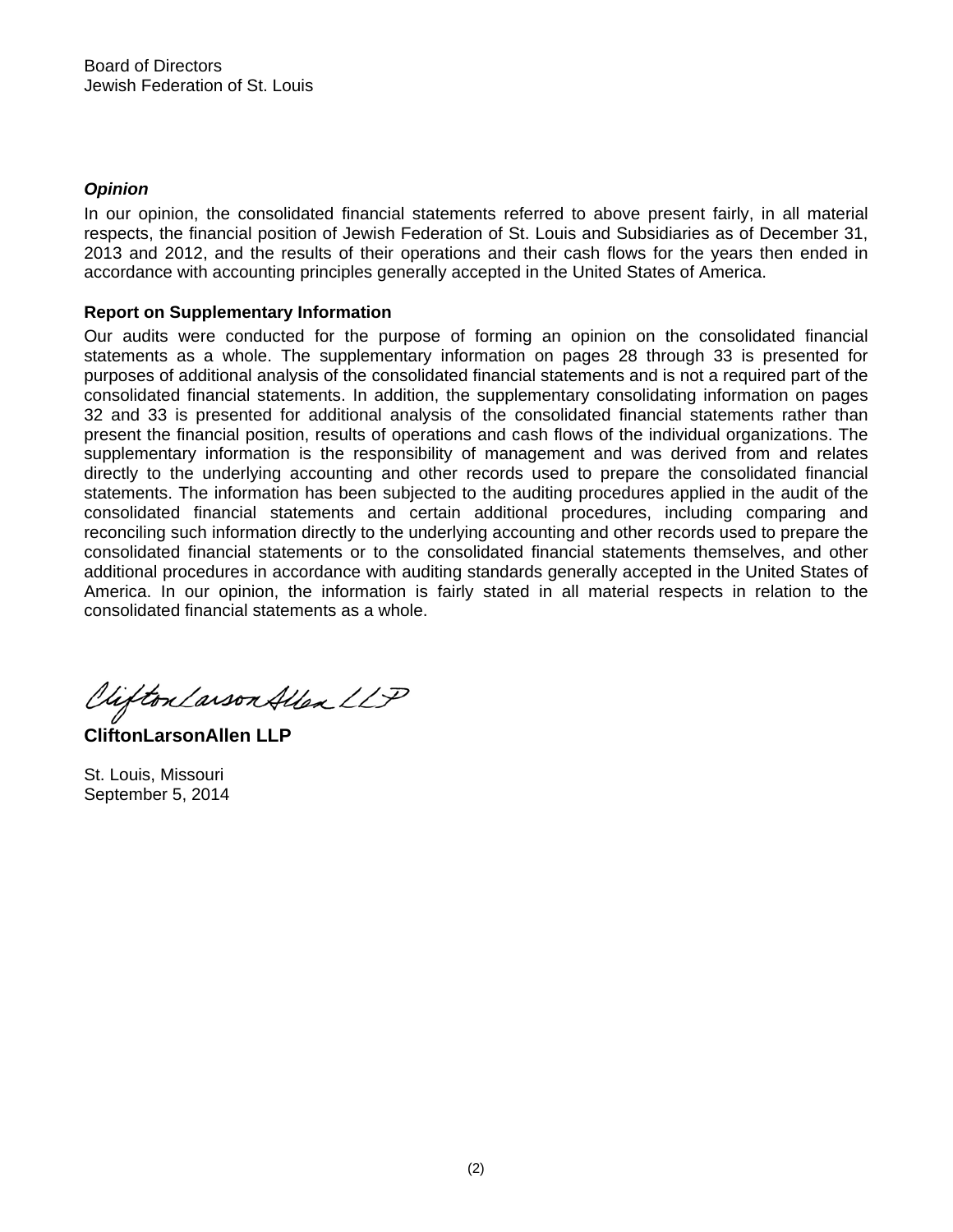Board of Directors
Jewish Federation of St. Louis

***Opinion***

In our opinion, the consolidated financial statements referred to above present fairly, in all material respects, the financial position of Jewish Federation of St. Louis and Subsidiaries as of December 31, 2013 and 2012, and the results of their operations and their cash flows for the years then ended in accordance with accounting principles generally accepted in the United States of America.

**Report on Supplementary Information**

Our audits were conducted for the purpose of forming an opinion on the consolidated financial statements as a whole. The supplementary information on pages 28 through 33 is presented for purposes of additional analysis of the consolidated financial statements and is not a required part of the consolidated financial statements. In addition, the supplementary consolidating information on pages 32 and 33 is presented for additional analysis of the consolidated financial statements rather than present the financial position, results of operations and cash flows of the individual organizations. The supplementary information is the responsibility of management and was derived from and relates directly to the underlying accounting and other records used to prepare the consolidated financial statements. The information has been subjected to the auditing procedures applied in the audit of the consolidated financial statements and certain additional procedures, including comparing and reconciling such information directly to the underlying accounting and other records used to prepare the consolidated financial statements or to the consolidated financial statements themselves, and other additional procedures in accordance with auditing standards generally accepted in the United States of America. In our opinion, the information is fairly stated in all material respects in relation to the consolidated financial statements as a whole.

CliftonLarsonAllen LLP

**CliftonLarsonAllen LLP**

St. Louis, Missouri
September 5, 2014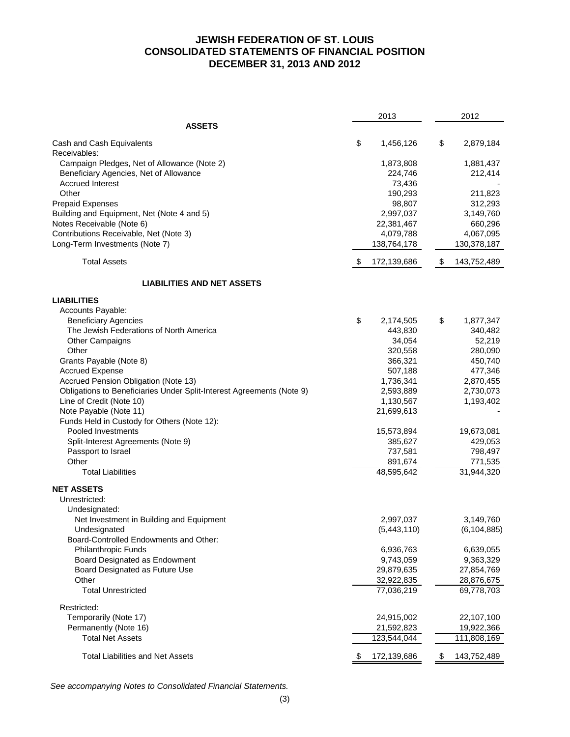# JEWISH FEDERATION OF ST. LOUIS
# CONSOLIDATED STATEMENTS OF FINANCIAL POSITION
# DECEMBER 31, 2013 AND 2012

| | 2013 | 2012 |
|---|---|---|
| **ASSETS** | | |
| Cash and Cash Equivalents | $ 1,456,126 | $ 2,879,184 |
| Receivables: | | |
| Campaign Pledges, Net of Allowance (Note 2) | 1,873,808 | 1,881,437 |
| Beneficiary Agencies, Net of Allowance | 224,746 | 212,414 |
| Accrued Interest | 73,436 | - |
| Other | 190,293 | 211,823 |
| Prepaid Expenses | 98,807 | 312,293 |
| Building and Equipment, Net (Note 4 and 5) | 2,997,037 | 3,149,760 |
| Notes Receivable (Note 6) | 22,381,467 | 660,296 |
| Contributions Receivable, Net (Note 3) | 4,079,788 | 4,067,095 |
| Long-Term Investments (Note 7) | 138,764,178 | 130,378,187 |
| Total Assets | $ 172,139,686 | $ 143,752,489 |
| **LIABILITIES AND NET ASSETS** | | |
| **LIABILITIES** | | |
| Accounts Payable: | | |
| Beneficiary Agencies | $ 2,174,505 | $ 1,877,347 |
| The Jewish Federations of North America | 443,830 | 340,482 |
| Other Campaigns | 34,054 | 52,219 |
| Other | 320,558 | 280,090 |
| Grants Payable (Note 8) | 366,321 | 450,740 |
| Accrued Expense | 507,188 | 477,346 |
| Accrued Pension Obligation (Note 13) | 1,736,341 | 2,870,455 |
| Obligations to Beneficiaries Under Split-Interest Agreements (Note 9) | 2,593,889 | 2,730,073 |
| Line of Credit (Note 10) | 1,130,567 | 1,193,402 |
| Note Payable (Note 11) | 21,699,613 | - |
| Funds Held in Custody for Others (Note 12): | | |
| Pooled Investments | 15,573,894 | 19,673,081 |
| Split-Interest Agreements (Note 9) | 385,627 | 429,053 |
| Passport to Israel | 737,581 | 798,497 |
| Other | 891,674 | 771,535 |
| Total Liabilities | 48,595,642 | 31,944,320 |
| **NET ASSETS** | | |
| Unrestricted: | | |
| Undesignated: | | |
| Net Investment in Building and Equipment | 2,997,037 | 3,149,760 |
| Undesignated | (5,443,110) | (6,104,885) |
| Board-Controlled Endowments and Other: | | |
| Philanthropic Funds | 6,936,763 | 6,639,055 |
| Board Designated as Endowment | 9,743,059 | 9,363,329 |
| Board Designated as Future Use | 29,879,635 | 27,854,769 |
| Other | 32,922,835 | 28,876,675 |
| Total Unrestricted | 77,036,219 | 69,778,703 |
| Restricted: | | |
| Temporarily (Note 17) | 24,915,002 | 22,107,100 |
| Permanently (Note 16) | 21,592,823 | 19,922,366 |
| Total Net Assets | 123,544,044 | 111,808,169 |
| Total Liabilities and Net Assets | $ 172,139,686 | $ 143,752,489 |

*See accompanying Notes to Consolidated Financial Statements.*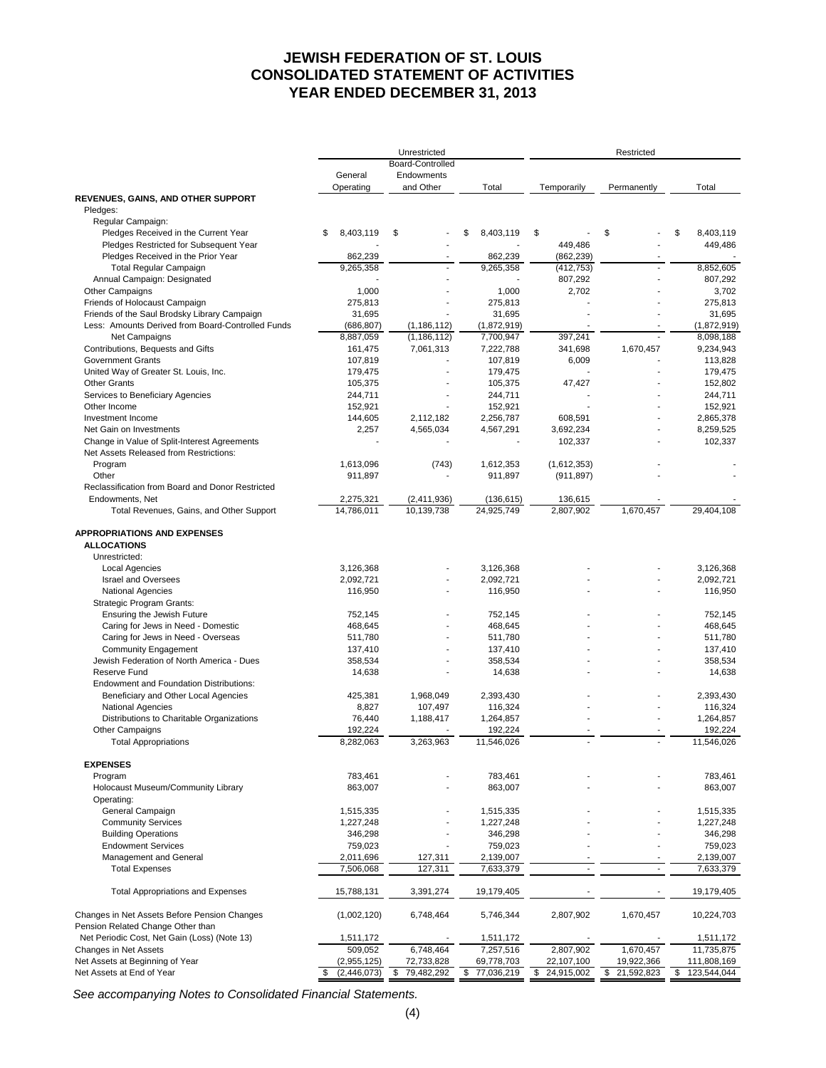# JEWISH FEDERATION OF ST. LOUIS
# CONSOLIDATED STATEMENT OF ACTIVITIES
# YEAR ENDED DECEMBER 31, 2013

| | Unrestricted | | | Restricted | | |
|---|---|---|---|---|---|---|
| | General Operating | Board-Controlled Endowments and Other | Total | Temporarily | Permanently | Total |
| **REVENUES, GAINS, AND OTHER SUPPORT** | | | | | | |
| Pledges: | | | | | | |
| Regular Campaign: | | | | | | |
| Pledges Received in the Current Year | $ 8,403,119 | $ - | $ 8,403,119 | $ - | $ - | $ 8,403,119 |
| Pledges Restricted for Subsequent Year | - | - | - | 449,486 | - | 449,486 |
| Pledges Received in the Prior Year | 862,239 | - | 862,239 | (862,239) | - | - |
| Total Regular Campaign | 9,265,358 | - | 9,265,358 | (412,753) | - | 8,852,605 |
| Annual Campaign: Designated | - | - | - | 807,292 | - | 807,292 |
| Other Campaigns | 1,000 | - | 1,000 | 2,702 | - | 3,702 |
| Friends of Holocaust Campaign | 275,813 | - | 275,813 | - | - | 275,813 |
| Friends of the Saul Brodsky Library Campaign | 31,695 | - | 31,695 | - | - | 31,695 |
| Less: Amounts Derived from Board-Controlled Funds | (686,807) | (1,186,112) | (1,872,919) | - | - | (1,872,919) |
| Net Campaigns | 8,887,059 | (1,186,112) | 7,700,947 | 397,241 | - | 8,098,188 |
| Contributions, Bequests and Gifts | 161,475 | 7,061,313 | 7,222,788 | 341,698 | 1,670,457 | 9,234,943 |
| Government Grants | 107,819 | - | 107,819 | 6,009 | - | 113,828 |
| United Way of Greater St. Louis, Inc. | 179,475 | - | 179,475 | - | - | 179,475 |
| Other Grants | 105,375 | - | 105,375 | 47,427 | - | 152,802 |
| Services to Beneficiary Agencies | 244,711 | - | 244,711 | - | - | 244,711 |
| Other Income | 152,921 | - | 152,921 | - | - | 152,921 |
| Investment Income | 144,605 | 2,112,182 | 2,256,787 | 608,591 | - | 2,865,378 |
| Net Gain on Investments | 2,257 | 4,565,034 | 4,567,291 | 3,692,234 | - | 8,259,525 |
| Change in Value of Split-Interest Agreements | - | - | - | 102,337 | - | 102,337 |
| Net Assets Released from Restrictions: | | | | | | |
| Program | 1,613,096 | (743) | 1,612,353 | (1,612,353) | - | - |
| Other | 911,897 | - | 911,897 | (911,897) | - | - |
| Reclassification from Board and Donor Restricted Endowments, Net | 2,275,321 | (2,411,936) | (136,615) | 136,615 | - | - |
| Total Revenues, Gains, and Other Support | 14,786,011 | 10,139,738 | 24,925,749 | 2,807,902 | 1,670,457 | 29,404,108 |
| **APPROPRIATIONS AND EXPENSES** | | | | | | |
| **ALLOCATIONS** | | | | | | |
| Unrestricted: | | | | | | |
| Local Agencies | 3,126,368 | - | 3,126,368 | - | - | 3,126,368 |
| Israel and Oversees | 2,092,721 | - | 2,092,721 | - | - | 2,092,721 |
| National Agencies | 116,950 | - | 116,950 | - | - | 116,950 |
| Strategic Program Grants: | | | | | | |
| Ensuring the Jewish Future | 752,145 | - | 752,145 | - | - | 752,145 |
| Caring for Jews in Need - Domestic | 468,645 | - | 468,645 | - | - | 468,645 |
| Caring for Jews in Need - Overseas | 511,780 | - | 511,780 | - | - | 511,780 |
| Community Engagement | 137,410 | - | 137,410 | - | - | 137,410 |
| Jewish Federation of North America - Dues | 358,534 | - | 358,534 | - | - | 358,534 |
| Reserve Fund | 14,638 | - | 14,638 | - | - | 14,638 |
| Endowment and Foundation Distributions: | | | | | | |
| Beneficiary and Other Local Agencies | 425,381 | 1,968,049 | 2,393,430 | - | - | 2,393,430 |
| National Agencies | 8,827 | 107,497 | 116,324 | - | - | 116,324 |
| Distributions to Charitable Organizations | 76,440 | 1,188,417 | 1,264,857 | - | - | 1,264,857 |
| Other Campaigns | 192,224 | - | 192,224 | - | - | 192,224 |
| Total Appropriations | 8,282,063 | 3,263,963 | 11,546,026 | - | - | 11,546,026 |
| **EXPENSES** | | | | | | |
| Program | 783,461 | - | 783,461 | - | - | 783,461 |
| Holocaust Museum/Community Library | 863,007 | - | 863,007 | - | - | 863,007 |
| Operating: | | | | | | |
| General Campaign | 1,515,335 | - | 1,515,335 | - | - | 1,515,335 |
| Community Services | 1,227,248 | - | 1,227,248 | - | - | 1,227,248 |
| Building Operations | 346,298 | - | 346,298 | - | - | 346,298 |
| Endowment Services | 759,023 | - | 759,023 | - | - | 759,023 |
| Management and General | 2,011,696 | 127,311 | 2,139,007 | - | - | 2,139,007 |
| Total Expenses | 7,506,068 | 127,311 | 7,633,379 | - | - | 7,633,379 |
| Total Appropriations and Expenses | 15,788,131 | 3,391,274 | 19,179,405 | - | - | 19,179,405 |
| Changes in Net Assets Before Pension Changes | (1,002,120) | 6,748,464 | 5,746,344 | 2,807,902 | 1,670,457 | 10,224,703 |
| Pension Related Change Other than Net Periodic Cost, Net Gain (Loss) (Note 13) | 1,511,172 | - | 1,511,172 | - | - | 1,511,172 |
| Changes in Net Assets | 509,052 | 6,748,464 | 7,257,516 | 2,807,902 | 1,670,457 | 11,735,875 |
| Net Assets at Beginning of Year | (2,955,125) | 72,733,828 | 69,778,703 | 22,107,100 | 19,922,366 | 111,808,169 |
| Net Assets at End of Year | $ (2,446,073) | $ 79,482,292 | $ 77,036,219 | $ 24,915,002 | $ 21,592,823 | $ 123,544,044 |

*See accompanying Notes to Consolidated Financial Statements.*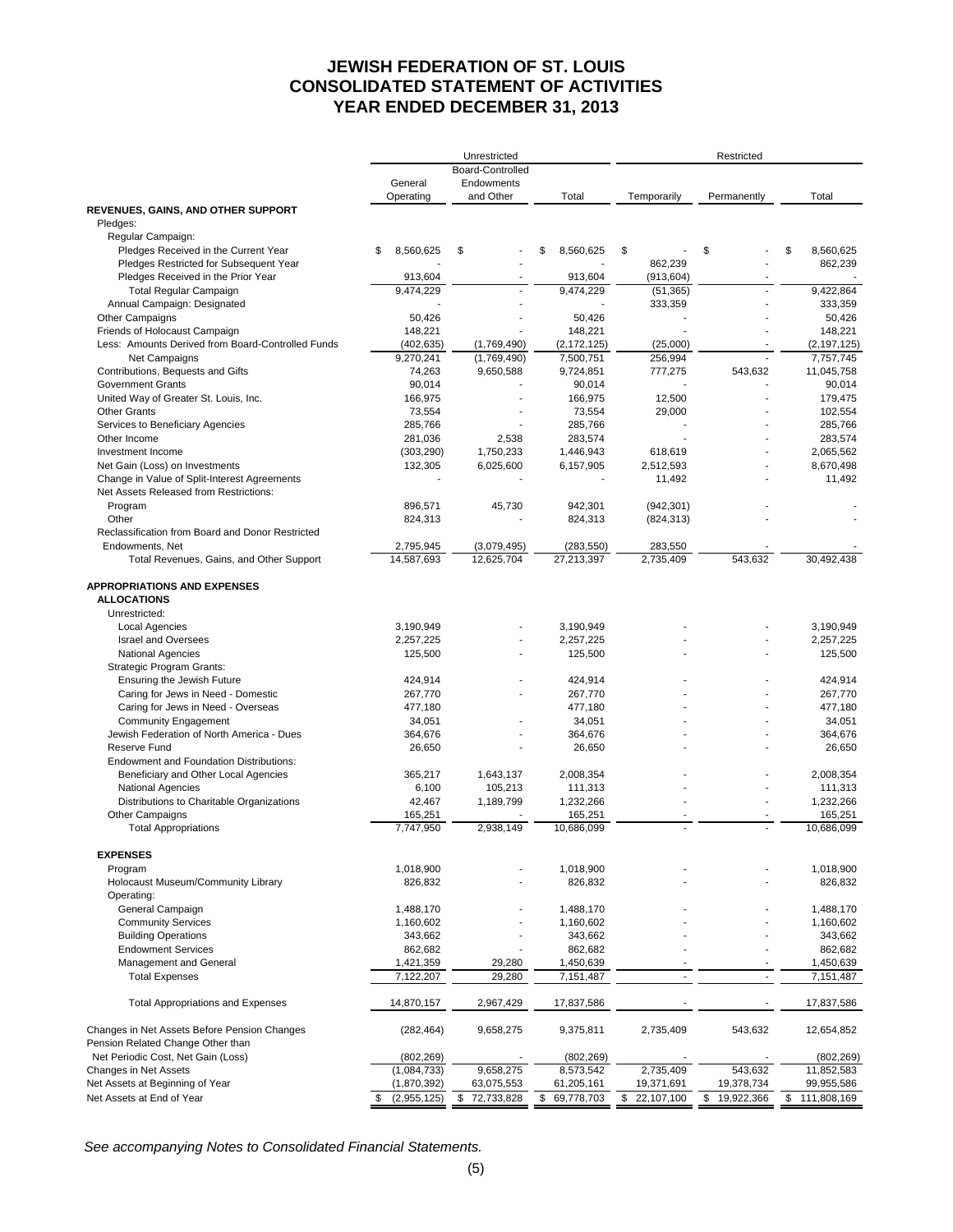# JEWISH FEDERATION OF ST. LOUIS
# CONSOLIDATED STATEMENT OF ACTIVITIES
# YEAR ENDED DECEMBER 31, 2013

| | Unrestricted | | | Restricted | | |
|---|---|---|---|---|---|---|
| | General Operating | Board-Controlled Endowments and Other | Total | Temporarily | Permanently | Total |
| **REVENUES, GAINS, AND OTHER SUPPORT** | | | | | | |
| Pledges: | | | | | | |
| Regular Campaign: | | | | | | |
| Pledges Received in the Current Year | $ 8,560,625 | $ - | $ 8,560,625 | $ - | $ - | $ 8,560,625 |
| Pledges Restricted for Subsequent Year | - | - | - | 862,239 | - | 862,239 |
| Pledges Received in the Prior Year | 913,604 | - | 913,604 | (913,604) | - | - |
| Total Regular Campaign | 9,474,229 | - | 9,474,229 | (51,365) | - | 9,422,864 |
| Annual Campaign: Designated | - | - | - | 333,359 | - | 333,359 |
| Other Campaigns | 50,426 | - | 50,426 | - | - | 50,426 |
| Friends of Holocaust Campaign | 148,221 | - | 148,221 | - | - | 148,221 |
| Less: Amounts Derived from Board-Controlled Funds | (402,635) | (1,769,490) | (2,172,125) | (25,000) | - | (2,197,125) |
| Net Campaigns | 9,270,241 | (1,769,490) | 7,500,751 | 256,994 | - | 7,757,745 |
| Contributions, Bequests and Gifts | 74,263 | 9,650,588 | 9,724,851 | 777,275 | 543,632 | 11,045,758 |
| Government Grants | 90,014 | - | 90,014 | - | - | 90,014 |
| United Way of Greater St. Louis, Inc. | 166,975 | - | 166,975 | 12,500 | - | 179,475 |
| Other Grants | 73,554 | - | 73,554 | 29,000 | - | 102,554 |
| Services to Beneficiary Agencies | 285,766 | - | 285,766 | - | - | 285,766 |
| Other Income | 281,036 | 2,538 | 283,574 | - | - | 283,574 |
| Investment Income | (303,290) | 1,750,233 | 1,446,943 | 618,619 | - | 2,065,562 |
| Net Gain (Loss) on Investments | 132,305 | 6,025,600 | 6,157,905 | 2,512,593 | - | 8,670,498 |
| Change in Value of Split-Interest Agreements | - | - | - | 11,492 | - | 11,492 |
| Net Assets Released from Restrictions: | | | | | | |
| Program | 896,571 | 45,730 | 942,301 | (942,301) | - | - |
| Other | 824,313 | - | 824,313 | (824,313) | - | - |
| Reclassification from Board and Donor Restricted Endowments, Net | 2,795,945 | (3,079,495) | (283,550) | 283,550 | - | - |
| Total Revenues, Gains, and Other Support | 14,587,693 | 12,625,704 | 27,213,397 | 2,735,409 | 543,632 | 30,492,438 |
| **APPROPRIATIONS AND EXPENSES** | | | | | | |
| **ALLOCATIONS** | | | | | | |
| Unrestricted: | | | | | | |
| Local Agencies | 3,190,949 | - | 3,190,949 | - | - | 3,190,949 |
| Israel and Oversees | 2,257,225 | - | 2,257,225 | - | - | 2,257,225 |
| National Agencies | 125,500 | - | 125,500 | - | - | 125,500 |
| Strategic Program Grants: | | | | | | |
| Ensuring the Jewish Future | 424,914 | - | 424,914 | - | - | 424,914 |
| Caring for Jews in Need - Domestic | 267,770 | - | 267,770 | - | - | 267,770 |
| Caring for Jews in Need - Overseas | 477,180 | - | 477,180 | - | - | 477,180 |
| Community Engagement | 34,051 | - | 34,051 | - | - | 34,051 |
| Jewish Federation of North America - Dues | 364,676 | - | 364,676 | - | - | 364,676 |
| Reserve Fund | 26,650 | - | 26,650 | - | - | 26,650 |
| Endowment and Foundation Distributions: | | | | | | |
| Beneficiary and Other Local Agencies | 365,217 | 1,643,137 | 2,008,354 | - | - | 2,008,354 |
| National Agencies | 6,100 | 105,213 | 111,313 | - | - | 111,313 |
| Distributions to Charitable Organizations | 42,467 | 1,189,799 | 1,232,266 | - | - | 1,232,266 |
| Other Campaigns | 165,251 | - | 165,251 | - | - | 165,251 |
| Total Appropriations | 7,747,950 | 2,938,149 | 10,686,099 | - | - | 10,686,099 |
| **EXPENSES** | | | | | | |
| Program | 1,018,900 | - | 1,018,900 | - | - | 1,018,900 |
| Holocaust Museum/Community Library | 826,832 | - | 826,832 | - | - | 826,832 |
| Operating: | | | | | | |
| General Campaign | 1,488,170 | - | 1,488,170 | - | - | 1,488,170 |
| Community Services | 1,160,602 | - | 1,160,602 | - | - | 1,160,602 |
| Building Operations | 343,662 | - | 343,662 | - | - | 343,662 |
| Endowment Services | 862,682 | - | 862,682 | - | - | 862,682 |
| Management and General | 1,421,359 | 29,280 | 1,450,639 | - | - | 1,450,639 |
| Total Expenses | 7,122,207 | 29,280 | 7,151,487 | - | - | 7,151,487 |
| Total Appropriations and Expenses | 14,870,157 | 2,967,429 | 17,837,586 | - | - | 17,837,586 |
| Changes in Net Assets Before Pension Changes | (282,464) | 9,658,275 | 9,375,811 | 2,735,409 | 543,632 | 12,654,852 |
| Pension Related Change Other than Net Periodic Cost, Net Gain (Loss) | (802,269) | - | (802,269) | - | - | (802,269) |
| Changes in Net Assets | (1,084,733) | 9,658,275 | 8,573,542 | 2,735,409 | 543,632 | 11,852,583 |
| Net Assets at Beginning of Year | (1,870,392) | 63,075,553 | 61,205,161 | 19,371,691 | 19,378,734 | 99,955,586 |
| Net Assets at End of Year | $ (2,955,125) | $ 72,733,828 | $ 69,778,703 | $ 22,107,100 | $ 19,922,366 | $ 111,808,169 |

*See accompanying Notes to Consolidated Financial Statements.*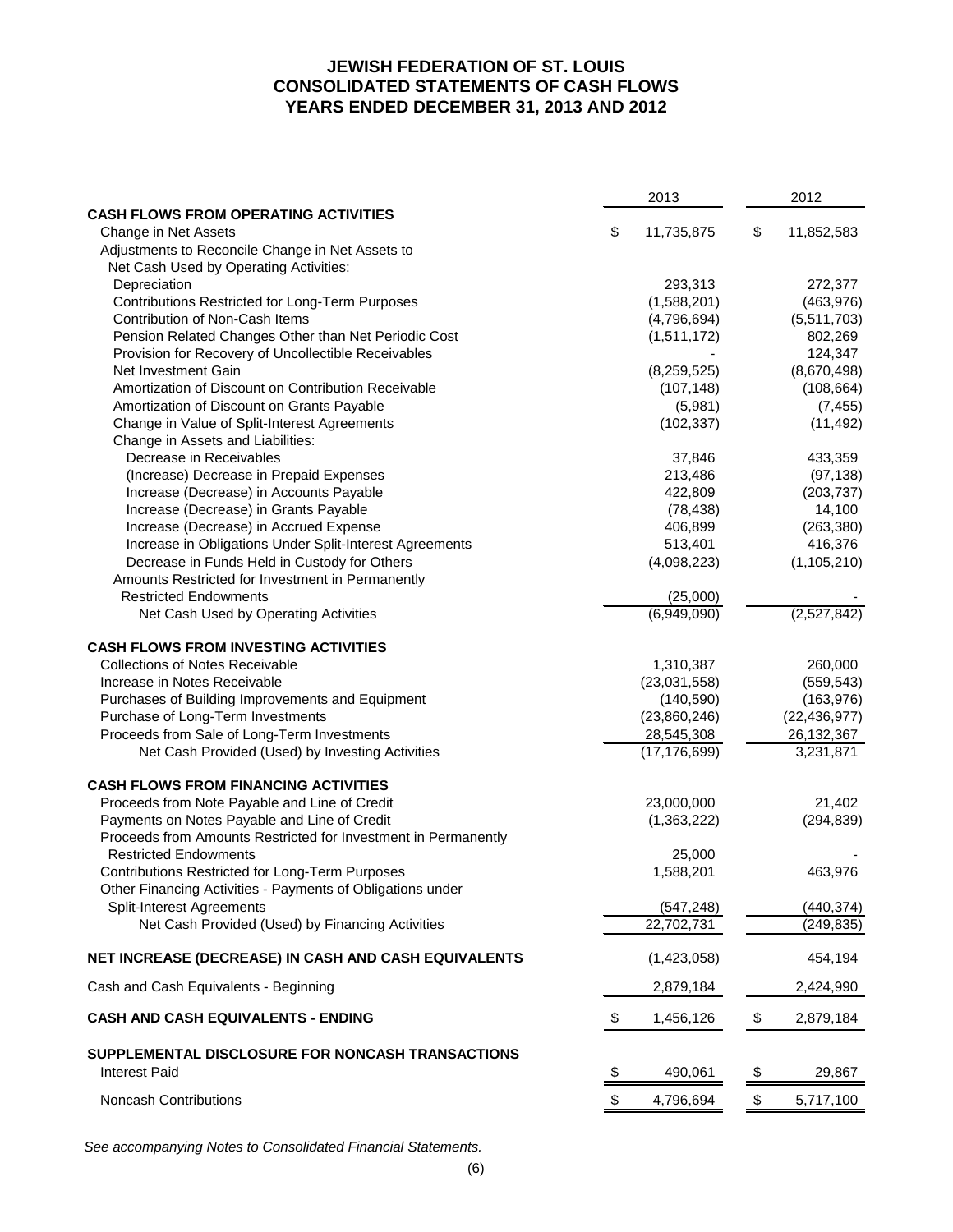# JEWISH FEDERATION OF ST. LOUIS
# CONSOLIDATED STATEMENTS OF CASH FLOWS
# YEARS ENDED DECEMBER 31, 2013 AND 2012

| | 2013 | 2012 |
|---|---|---|
| **CASH FLOWS FROM OPERATING ACTIVITIES** | | |
| Change in Net Assets | $ 11,735,875 | $ 11,852,583 |
| Adjustments to Reconcile Change in Net Assets to Net Cash Used by Operating Activities: | | |
| Depreciation | 293,313 | 272,377 |
| Contributions Restricted for Long-Term Purposes | (1,588,201) | (463,976) |
| Contribution of Non-Cash Items | (4,796,694) | (5,511,703) |
| Pension Related Changes Other than Net Periodic Cost | (1,511,172) | 802,269 |
| Provision for Recovery of Uncollectible Receivables | - | 124,347 |
| Net Investment Gain | (8,259,525) | (8,670,498) |
| Amortization of Discount on Contribution Receivable | (107,148) | (108,664) |
| Amortization of Discount on Grants Payable | (5,981) | (7,455) |
| Change in Value of Split-Interest Agreements | (102,337) | (11,492) |
| Change in Assets and Liabilities: | | |
| Decrease in Receivables | 37,846 | 433,359 |
| (Increase) Decrease in Prepaid Expenses | 213,486 | (97,138) |
| Increase (Decrease) in Accounts Payable | 422,809 | (203,737) |
| Increase (Decrease) in Grants Payable | (78,438) | 14,100 |
| Increase (Decrease) in Accrued Expense | 406,899 | (263,380) |
| Increase in Obligations Under Split-Interest Agreements | 513,401 | 416,376 |
| Decrease in Funds Held in Custody for Others | (4,098,223) | (1,105,210) |
| Amounts Restricted for Investment in Permanently Restricted Endowments | (25,000) | - |
| Net Cash Used by Operating Activities | (6,949,090) | (2,527,842) |
| **CASH FLOWS FROM INVESTING ACTIVITIES** | | |
| Collections of Notes Receivable | 1,310,387 | 260,000 |
| Increase in Notes Receivable | (23,031,558) | (559,543) |
| Purchases of Building Improvements and Equipment | (140,590) | (163,976) |
| Purchase of Long-Term Investments | (23,860,246) | (22,436,977) |
| Proceeds from Sale of Long-Term Investments | 28,545,308 | 26,132,367 |
| Net Cash Provided (Used) by Investing Activities | (17,176,699) | 3,231,871 |
| **CASH FLOWS FROM FINANCING ACTIVITIES** | | |
| Proceeds from Note Payable and Line of Credit | 23,000,000 | 21,402 |
| Payments on Notes Payable and Line of Credit | (1,363,222) | (294,839) |
| Proceeds from Amounts Restricted for Investment in Permanently Restricted Endowments | 25,000 | - |
| Contributions Restricted for Long-Term Purposes | 1,588,201 | 463,976 |
| Other Financing Activities - Payments of Obligations under Split-Interest Agreements | (547,248) | (440,374) |
| Net Cash Provided (Used) by Financing Activities | 22,702,731 | (249,835) |
| **NET INCREASE (DECREASE) IN CASH AND CASH EQUIVALENTS** | (1,423,058) | 454,194 |
| Cash and Cash Equivalents - Beginning | 2,879,184 | 2,424,990 |
| **CASH AND CASH EQUIVALENTS - ENDING** | $ 1,456,126 | $ 2,879,184 |
| **SUPPLEMENTAL DISCLOSURE FOR NONCASH TRANSACTIONS** | | |
| Interest Paid | $ 490,061 | $ 29,867 |
| Noncash Contributions | $ 4,796,694 | $ 5,717,100 |

*See accompanying Notes to Consolidated Financial Statements.*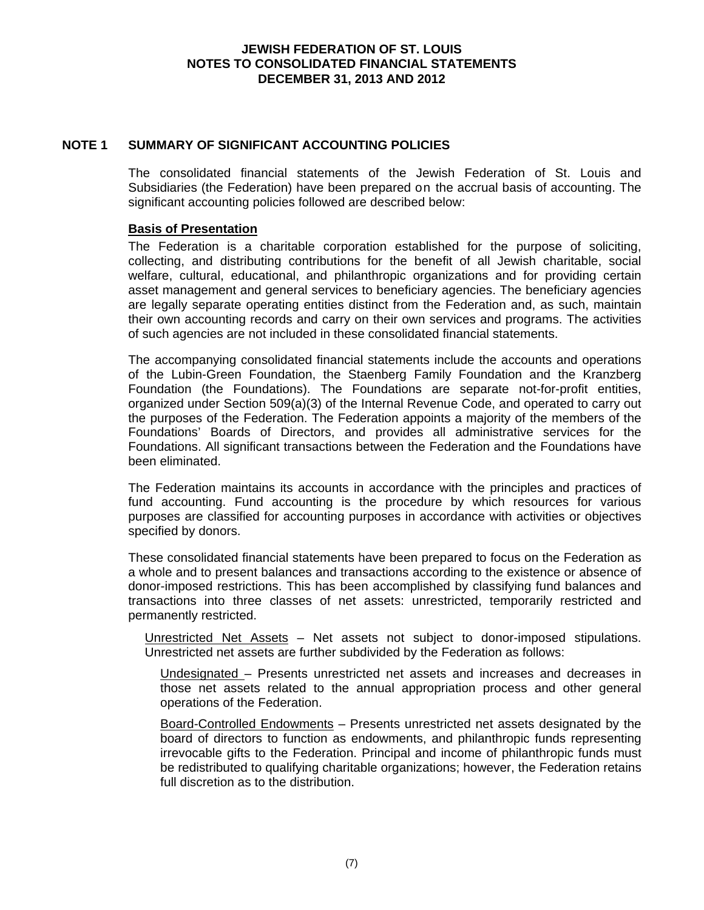# JEWISH FEDERATION OF ST. LOUIS
## NOTES TO CONSOLIDATED FINANCIAL STATEMENTS
## DECEMBER 31, 2013 AND 2012

## NOTE 1 SUMMARY OF SIGNIFICANT ACCOUNTING POLICIES

The consolidated financial statements of the Jewish Federation of St. Louis and Subsidiaries (the Federation) have been prepared on the accrual basis of accounting. The significant accounting policies followed are described below:

### Basis of Presentation

The Federation is a charitable corporation established for the purpose of soliciting, collecting, and distributing contributions for the benefit of all Jewish charitable, social welfare, cultural, educational, and philanthropic organizations and for providing certain asset management and general services to beneficiary agencies. The beneficiary agencies are legally separate operating entities distinct from the Federation and, as such, maintain their own accounting records and carry on their own services and programs. The activities of such agencies are not included in these consolidated financial statements.

The accompanying consolidated financial statements include the accounts and operations of the Lubin-Green Foundation, the Staenberg Family Foundation and the Kranzberg Foundation (the Foundations). The Foundations are separate not-for-profit entities, organized under Section 509(a)(3) of the Internal Revenue Code, and operated to carry out the purposes of the Federation. The Federation appoints a majority of the members of the Foundations' Boards of Directors, and provides all administrative services for the Foundations. All significant transactions between the Federation and the Foundations have been eliminated.

The Federation maintains its accounts in accordance with the principles and practices of fund accounting. Fund accounting is the procedure by which resources for various purposes are classified for accounting purposes in accordance with activities or objectives specified by donors.

These consolidated financial statements have been prepared to focus on the Federation as a whole and to present balances and transactions according to the existence or absence of donor-imposed restrictions. This has been accomplished by classifying fund balances and transactions into three classes of net assets: unrestricted, temporarily restricted and permanently restricted.

Unrestricted Net Assets – Net assets not subject to donor-imposed stipulations. Unrestricted net assets are further subdivided by the Federation as follows:

Undesignated – Presents unrestricted net assets and increases and decreases in those net assets related to the annual appropriation process and other general operations of the Federation.

Board-Controlled Endowments – Presents unrestricted net assets designated by the board of directors to function as endowments, and philanthropic funds representing irrevocable gifts to the Federation. Principal and income of philanthropic funds must be redistributed to qualifying charitable organizations; however, the Federation retains full discretion as to the distribution.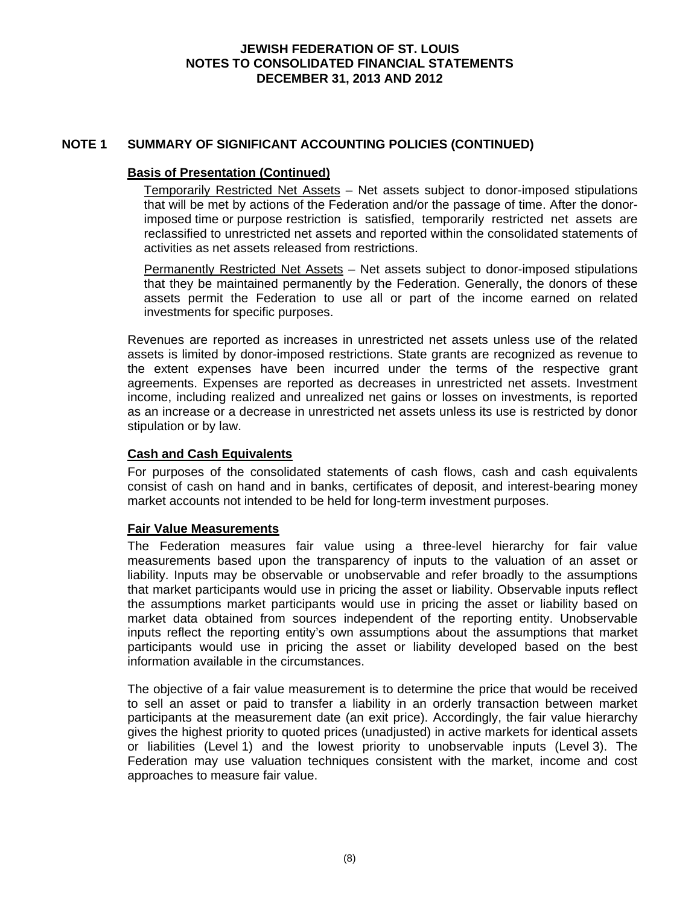## NOTE 1 SUMMARY OF SIGNIFICANT ACCOUNTING POLICIES (CONTINUED)

### Basis of Presentation (Continued)

Temporarily Restricted Net Assets – Net assets subject to donor-imposed stipulations that will be met by actions of the Federation and/or the passage of time. After the donor-imposed time or purpose restriction is satisfied, temporarily restricted net assets are reclassified to unrestricted net assets and reported within the consolidated statements of activities as net assets released from restrictions.

Permanently Restricted Net Assets – Net assets subject to donor-imposed stipulations that they be maintained permanently by the Federation. Generally, the donors of these assets permit the Federation to use all or part of the income earned on related investments for specific purposes.

Revenues are reported as increases in unrestricted net assets unless use of the related assets is limited by donor-imposed restrictions. State grants are recognized as revenue to the extent expenses have been incurred under the terms of the respective grant agreements. Expenses are reported as decreases in unrestricted net assets. Investment income, including realized and unrealized net gains or losses on investments, is reported as an increase or a decrease in unrestricted net assets unless its use is restricted by donor stipulation or by law.

### Cash and Cash Equivalents

For purposes of the consolidated statements of cash flows, cash and cash equivalents consist of cash on hand and in banks, certificates of deposit, and interest-bearing money market accounts not intended to be held for long-term investment purposes.

### Fair Value Measurements

The Federation measures fair value using a three-level hierarchy for fair value measurements based upon the transparency of inputs to the valuation of an asset or liability. Inputs may be observable or unobservable and refer broadly to the assumptions that market participants would use in pricing the asset or liability. Observable inputs reflect the assumptions market participants would use in pricing the asset or liability based on market data obtained from sources independent of the reporting entity. Unobservable inputs reflect the reporting entity's own assumptions about the assumptions that market participants would use in pricing the asset or liability developed based on the best information available in the circumstances.

The objective of a fair value measurement is to determine the price that would be received to sell an asset or paid to transfer a liability in an orderly transaction between market participants at the measurement date (an exit price). Accordingly, the fair value hierarchy gives the highest priority to quoted prices (unadjusted) in active markets for identical assets or liabilities (Level 1) and the lowest priority to unobservable inputs (Level 3). The Federation may use valuation techniques consistent with the market, income and cost approaches to measure fair value.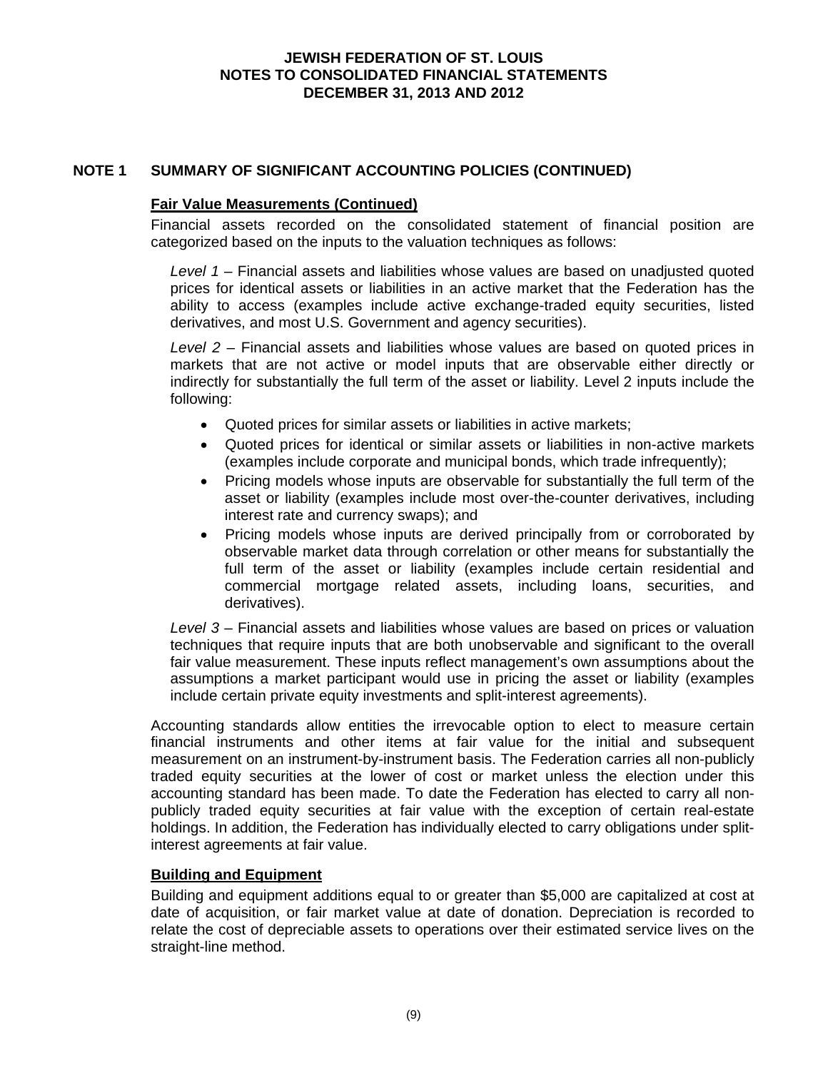## NOTE 1 SUMMARY OF SIGNIFICANT ACCOUNTING POLICIES (CONTINUED)

**Fair Value Measurements (Continued)**

Financial assets recorded on the consolidated statement of financial position are categorized based on the inputs to the valuation techniques as follows:

*Level 1* – Financial assets and liabilities whose values are based on unadjusted quoted prices for identical assets or liabilities in an active market that the Federation has the ability to access (examples include active exchange-traded equity securities, listed derivatives, and most U.S. Government and agency securities).

*Level 2* – Financial assets and liabilities whose values are based on quoted prices in markets that are not active or model inputs that are observable either directly or indirectly for substantially the full term of the asset or liability. Level 2 inputs include the following:

- Quoted prices for similar assets or liabilities in active markets;
- Quoted prices for identical or similar assets or liabilities in non-active markets (examples include corporate and municipal bonds, which trade infrequently);
- Pricing models whose inputs are observable for substantially the full term of the asset or liability (examples include most over-the-counter derivatives, including interest rate and currency swaps); and
- Pricing models whose inputs are derived principally from or corroborated by observable market data through correlation or other means for substantially the full term of the asset or liability (examples include certain residential and commercial mortgage related assets, including loans, securities, and derivatives).

*Level 3* – Financial assets and liabilities whose values are based on prices or valuation techniques that require inputs that are both unobservable and significant to the overall fair value measurement. These inputs reflect management's own assumptions about the assumptions a market participant would use in pricing the asset or liability (examples include certain private equity investments and split-interest agreements).

Accounting standards allow entities the irrevocable option to elect to measure certain financial instruments and other items at fair value for the initial and subsequent measurement on an instrument-by-instrument basis. The Federation carries all non-publicly traded equity securities at the lower of cost or market unless the election under this accounting standard has been made. To date the Federation has elected to carry all non-publicly traded equity securities at fair value with the exception of certain real-estate holdings. In addition, the Federation has individually elected to carry obligations under split-interest agreements at fair value.

**Building and Equipment**

Building and equipment additions equal to or greater than $5,000 are capitalized at cost at date of acquisition, or fair market value at date of donation. Depreciation is recorded to relate the cost of depreciable assets to operations over their estimated service lives on the straight-line method.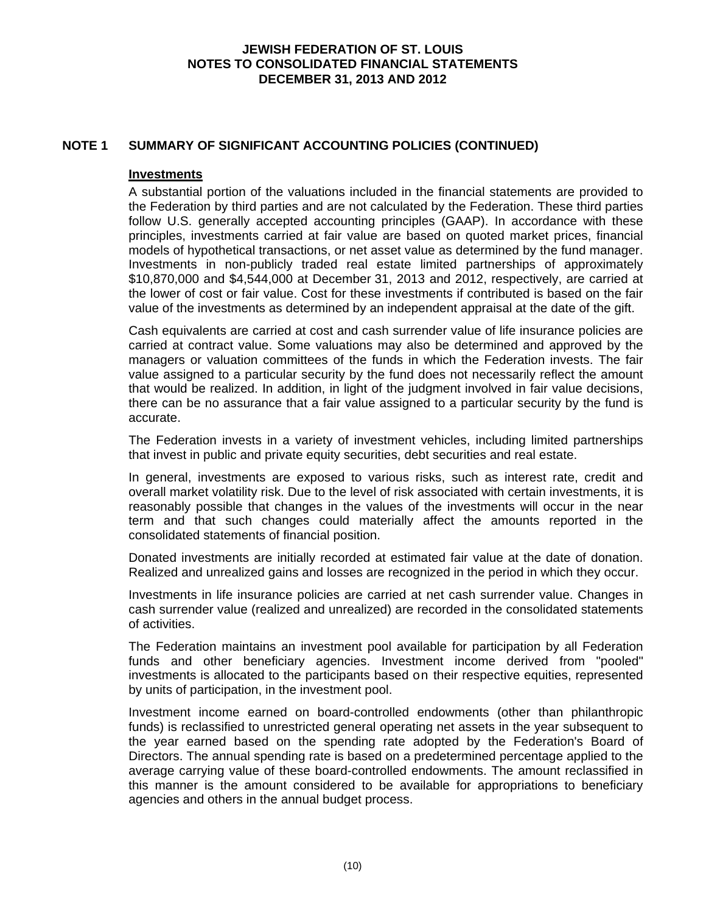## NOTE 1 SUMMARY OF SIGNIFICANT ACCOUNTING POLICIES (CONTINUED)

### Investments

A substantial portion of the valuations included in the financial statements are provided to the Federation by third parties and are not calculated by the Federation. These third parties follow U.S. generally accepted accounting principles (GAAP). In accordance with these principles, investments carried at fair value are based on quoted market prices, financial models of hypothetical transactions, or net asset value as determined by the fund manager. Investments in non-publicly traded real estate limited partnerships of approximately $10,870,000 and $4,544,000 at December 31, 2013 and 2012, respectively, are carried at the lower of cost or fair value. Cost for these investments if contributed is based on the fair value of the investments as determined by an independent appraisal at the date of the gift.

Cash equivalents are carried at cost and cash surrender value of life insurance policies are carried at contract value. Some valuations may also be determined and approved by the managers or valuation committees of the funds in which the Federation invests. The fair value assigned to a particular security by the fund does not necessarily reflect the amount that would be realized. In addition, in light of the judgment involved in fair value decisions, there can be no assurance that a fair value assigned to a particular security by the fund is accurate.

The Federation invests in a variety of investment vehicles, including limited partnerships that invest in public and private equity securities, debt securities and real estate.

In general, investments are exposed to various risks, such as interest rate, credit and overall market volatility risk. Due to the level of risk associated with certain investments, it is reasonably possible that changes in the values of the investments will occur in the near term and that such changes could materially affect the amounts reported in the consolidated statements of financial position.

Donated investments are initially recorded at estimated fair value at the date of donation. Realized and unrealized gains and losses are recognized in the period in which they occur.

Investments in life insurance policies are carried at net cash surrender value. Changes in cash surrender value (realized and unrealized) are recorded in the consolidated statements of activities.

The Federation maintains an investment pool available for participation by all Federation funds and other beneficiary agencies. Investment income derived from "pooled" investments is allocated to the participants based on their respective equities, represented by units of participation, in the investment pool.

Investment income earned on board-controlled endowments (other than philanthropic funds) is reclassified to unrestricted general operating net assets in the year subsequent to the year earned based on the spending rate adopted by the Federation's Board of Directors. The annual spending rate is based on a predetermined percentage applied to the average carrying value of these board-controlled endowments. The amount reclassified in this manner is the amount considered to be available for appropriations to beneficiary agencies and others in the annual budget process.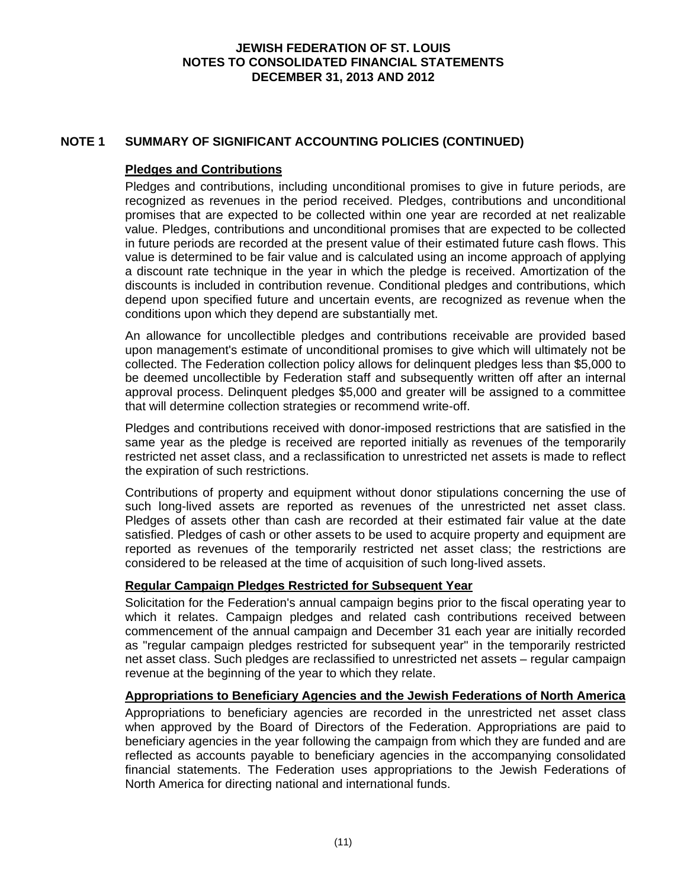## NOTE 1 SUMMARY OF SIGNIFICANT ACCOUNTING POLICIES (CONTINUED)

### Pledges and Contributions

Pledges and contributions, including unconditional promises to give in future periods, are recognized as revenues in the period received. Pledges, contributions and unconditional promises that are expected to be collected within one year are recorded at net realizable value. Pledges, contributions and unconditional promises that are expected to be collected in future periods are recorded at the present value of their estimated future cash flows. This value is determined to be fair value and is calculated using an income approach of applying a discount rate technique in the year in which the pledge is received. Amortization of the discounts is included in contribution revenue. Conditional pledges and contributions, which depend upon specified future and uncertain events, are recognized as revenue when the conditions upon which they depend are substantially met.

An allowance for uncollectible pledges and contributions receivable are provided based upon management's estimate of unconditional promises to give which will ultimately not be collected. The Federation collection policy allows for delinquent pledges less than $5,000 to be deemed uncollectible by Federation staff and subsequently written off after an internal approval process. Delinquent pledges $5,000 and greater will be assigned to a committee that will determine collection strategies or recommend write-off.

Pledges and contributions received with donor-imposed restrictions that are satisfied in the same year as the pledge is received are reported initially as revenues of the temporarily restricted net asset class, and a reclassification to unrestricted net assets is made to reflect the expiration of such restrictions.

Contributions of property and equipment without donor stipulations concerning the use of such long-lived assets are reported as revenues of the unrestricted net asset class. Pledges of assets other than cash are recorded at their estimated fair value at the date satisfied. Pledges of cash or other assets to be used to acquire property and equipment are reported as revenues of the temporarily restricted net asset class; the restrictions are considered to be released at the time of acquisition of such long-lived assets.

### Regular Campaign Pledges Restricted for Subsequent Year

Solicitation for the Federation's annual campaign begins prior to the fiscal operating year to which it relates. Campaign pledges and related cash contributions received between commencement of the annual campaign and December 31 each year are initially recorded as "regular campaign pledges restricted for subsequent year" in the temporarily restricted net asset class. Such pledges are reclassified to unrestricted net assets – regular campaign revenue at the beginning of the year to which they relate.

### Appropriations to Beneficiary Agencies and the Jewish Federations of North America

Appropriations to beneficiary agencies are recorded in the unrestricted net asset class when approved by the Board of Directors of the Federation. Appropriations are paid to beneficiary agencies in the year following the campaign from which they are funded and are reflected as accounts payable to beneficiary agencies in the accompanying consolidated financial statements. The Federation uses appropriations to the Jewish Federations of North America for directing national and international funds.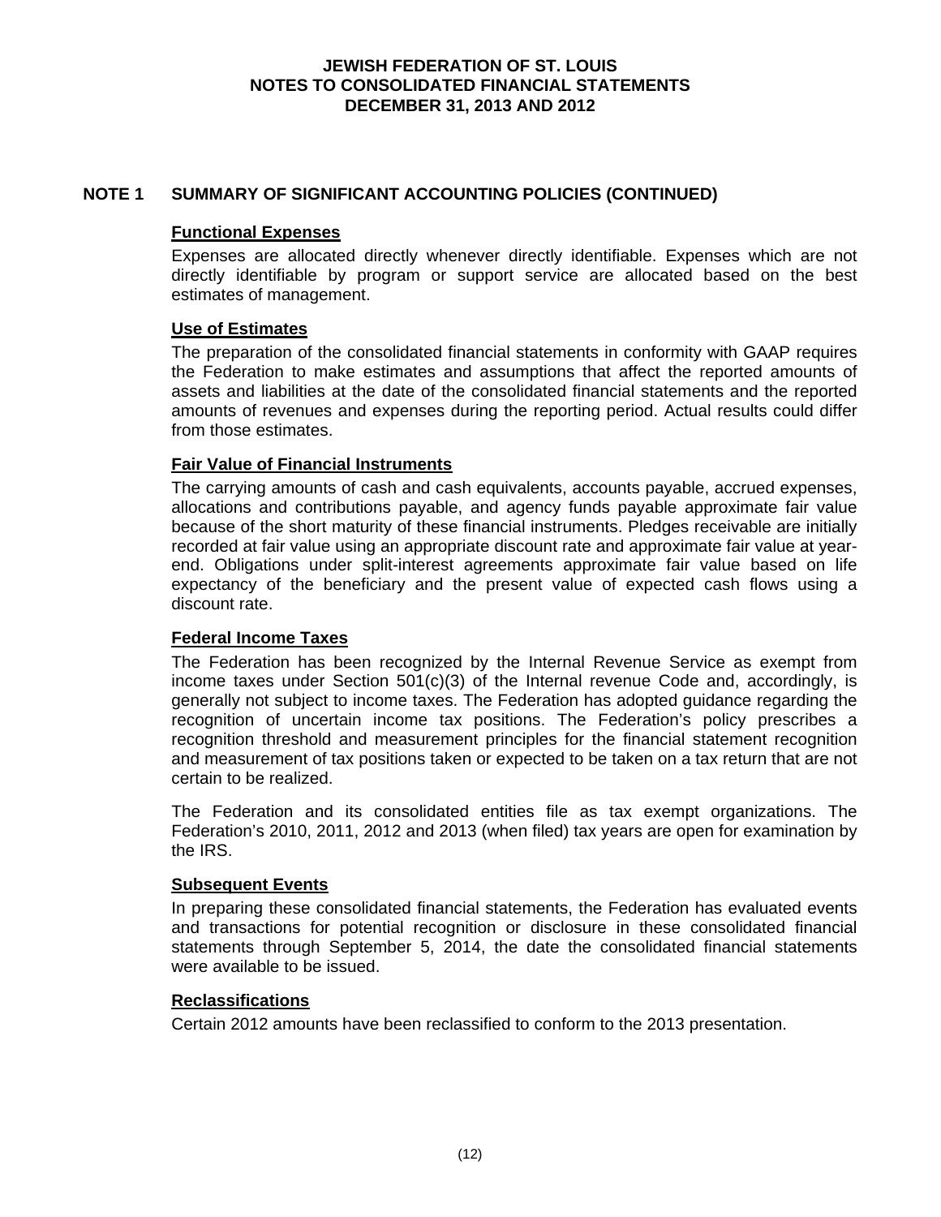# JEWISH FEDERATION OF ST. LOUIS
# NOTES TO CONSOLIDATED FINANCIAL STATEMENTS
# DECEMBER 31, 2013 AND 2012

## NOTE 1 SUMMARY OF SIGNIFICANT ACCOUNTING POLICIES (CONTINUED)

### Functional Expenses

Expenses are allocated directly whenever directly identifiable. Expenses which are not directly identifiable by program or support service are allocated based on the best estimates of management.

### Use of Estimates

The preparation of the consolidated financial statements in conformity with GAAP requires the Federation to make estimates and assumptions that affect the reported amounts of assets and liabilities at the date of the consolidated financial statements and the reported amounts of revenues and expenses during the reporting period. Actual results could differ from those estimates.

### Fair Value of Financial Instruments

The carrying amounts of cash and cash equivalents, accounts payable, accrued expenses, allocations and contributions payable, and agency funds payable approximate fair value because of the short maturity of these financial instruments. Pledges receivable are initially recorded at fair value using an appropriate discount rate and approximate fair value at year-end. Obligations under split-interest agreements approximate fair value based on life expectancy of the beneficiary and the present value of expected cash flows using a discount rate.

### Federal Income Taxes

The Federation has been recognized by the Internal Revenue Service as exempt from income taxes under Section 501(c)(3) of the Internal revenue Code and, accordingly, is generally not subject to income taxes. The Federation has adopted guidance regarding the recognition of uncertain income tax positions. The Federation's policy prescribes a recognition threshold and measurement principles for the financial statement recognition and measurement of tax positions taken or expected to be taken on a tax return that are not certain to be realized.

The Federation and its consolidated entities file as tax exempt organizations. The Federation's 2010, 2011, 2012 and 2013 (when filed) tax years are open for examination by the IRS.

### Subsequent Events

In preparing these consolidated financial statements, the Federation has evaluated events and transactions for potential recognition or disclosure in these consolidated financial statements through September 5, 2014, the date the consolidated financial statements were available to be issued.

### Reclassifications

Certain 2012 amounts have been reclassified to conform to the 2013 presentation.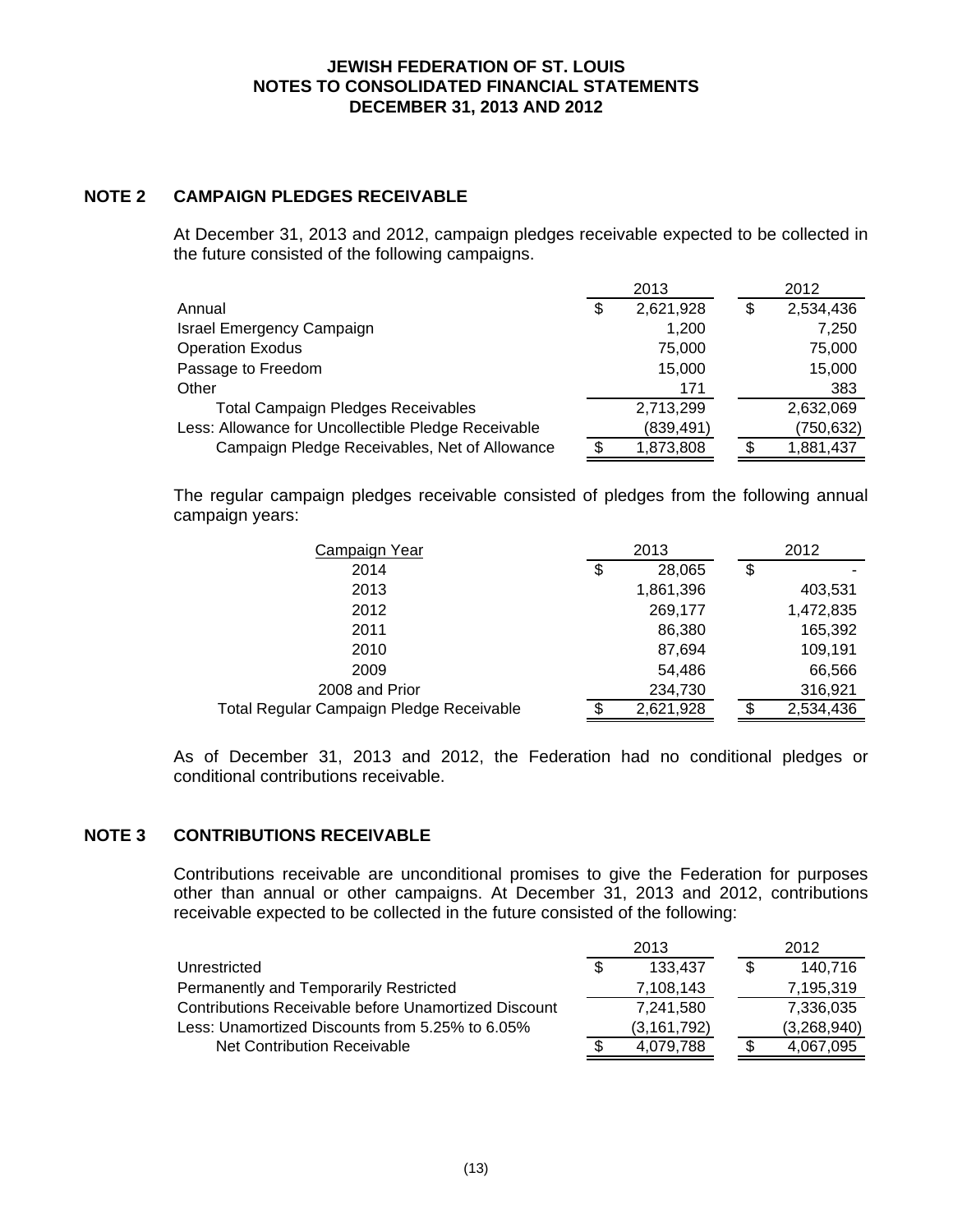**JEWISH FEDERATION OF ST. LOUIS**
**NOTES TO CONSOLIDATED FINANCIAL STATEMENTS**
**DECEMBER 31, 2013 AND 2012**

## NOTE 2 CAMPAIGN PLEDGES RECEIVABLE

At December 31, 2013 and 2012, campaign pledges receivable expected to be collected in the future consisted of the following campaigns.

| | 2013 | 2012 |
|---|---|---|
| Annual | $ 2,621,928 | $ 2,534,436 |
| Israel Emergency Campaign | 1,200 | 7,250 |
| Operation Exodus | 75,000 | 75,000 |
| Passage to Freedom | 15,000 | 15,000 |
| Other | 171 | 383 |
| Total Campaign Pledges Receivables | 2,713,299 | 2,632,069 |
| Less: Allowance for Uncollectible Pledge Receivable | (839,491) | (750,632) |
| Campaign Pledge Receivables, Net of Allowance | $ 1,873,808 | $ 1,881,437 |

The regular campaign pledges receivable consisted of pledges from the following annual campaign years:

| Campaign Year | 2013 | 2012 |
|---|---|---|
| 2014 | $ 28,065 | $ - |
| 2013 | 1,861,396 | 403,531 |
| 2012 | 269,177 | 1,472,835 |
| 2011 | 86,380 | 165,392 |
| 2010 | 87,694 | 109,191 |
| 2009 | 54,486 | 66,566 |
| 2008 and Prior | 234,730 | 316,921 |
| Total Regular Campaign Pledge Receivable | $ 2,621,928 | $ 2,534,436 |

As of December 31, 2013 and 2012, the Federation had no conditional pledges or conditional contributions receivable.

## NOTE 3 CONTRIBUTIONS RECEIVABLE

Contributions receivable are unconditional promises to give the Federation for purposes other than annual or other campaigns. At December 31, 2013 and 2012, contributions receivable expected to be collected in the future consisted of the following:

| | 2013 | 2012 |
|---|---|---|
| Unrestricted | $ 133,437 | $ 140,716 |
| Permanently and Temporarily Restricted | 7,108,143 | 7,195,319 |
| Contributions Receivable before Unamortized Discount | 7,241,580 | 7,336,035 |
| Less: Unamortized Discounts from 5.25% to 6.05% | (3,161,792) | (3,268,940) |
| Net Contribution Receivable | $ 4,079,788 | $ 4,067,095 |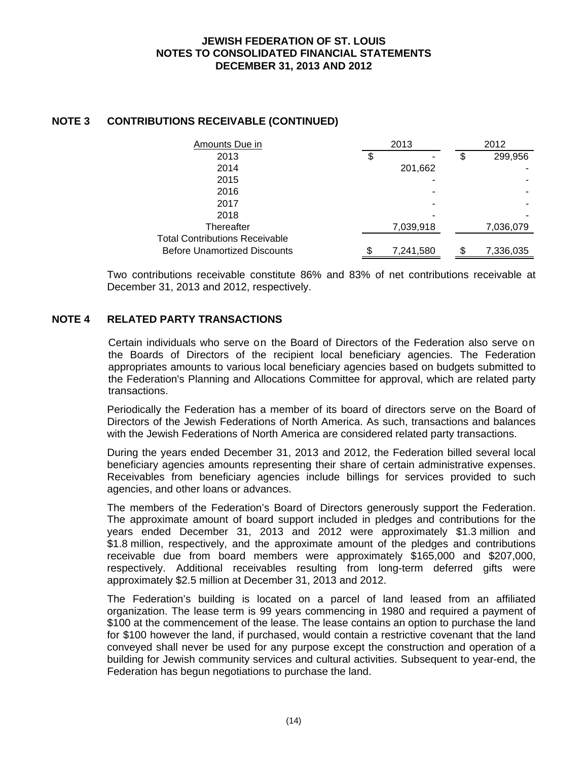## NOTE 3 CONTRIBUTIONS RECEIVABLE (CONTINUED)

| Amounts Due in | 2013 | 2012 |
|---|---|---|
| 2013 | $ - | $ 299,956 |
| 2014 | 201,662 | - |
| 2015 | - | - |
| 2016 | - | - |
| 2017 | - | - |
| 2018 | - | - |
| Thereafter | 7,039,918 | 7,036,079 |
| Total Contributions Receivable Before Unamortized Discounts | $ 7,241,580 | $ 7,336,035 |

Two contributions receivable constitute 86% and 83% of net contributions receivable at December 31, 2013 and 2012, respectively.

## NOTE 4 RELATED PARTY TRANSACTIONS

Certain individuals who serve on the Board of Directors of the Federation also serve on the Boards of Directors of the recipient local beneficiary agencies. The Federation appropriates amounts to various local beneficiary agencies based on budgets submitted to the Federation's Planning and Allocations Committee for approval, which are related party transactions.

Periodically the Federation has a member of its board of directors serve on the Board of Directors of the Jewish Federations of North America. As such, transactions and balances with the Jewish Federations of North America are considered related party transactions.

During the years ended December 31, 2013 and 2012, the Federation billed several local beneficiary agencies amounts representing their share of certain administrative expenses. Receivables from beneficiary agencies include billings for services provided to such agencies, and other loans or advances.

The members of the Federation's Board of Directors generously support the Federation. The approximate amount of board support included in pledges and contributions for the years ended December 31, 2013 and 2012 were approximately $1.3 million and $1.8 million, respectively, and the approximate amount of the pledges and contributions receivable due from board members were approximately $165,000 and $207,000, respectively. Additional receivables resulting from long-term deferred gifts were approximately $2.5 million at December 31, 2013 and 2012.

The Federation's building is located on a parcel of land leased from an affiliated organization. The lease term is 99 years commencing in 1980 and required a payment of $100 at the commencement of the lease. The lease contains an option to purchase the land for $100 however the land, if purchased, would contain a restrictive covenant that the land conveyed shall never be used for any purpose except the construction and operation of a building for Jewish community services and cultural activities. Subsequent to year-end, the Federation has begun negotiations to purchase the land.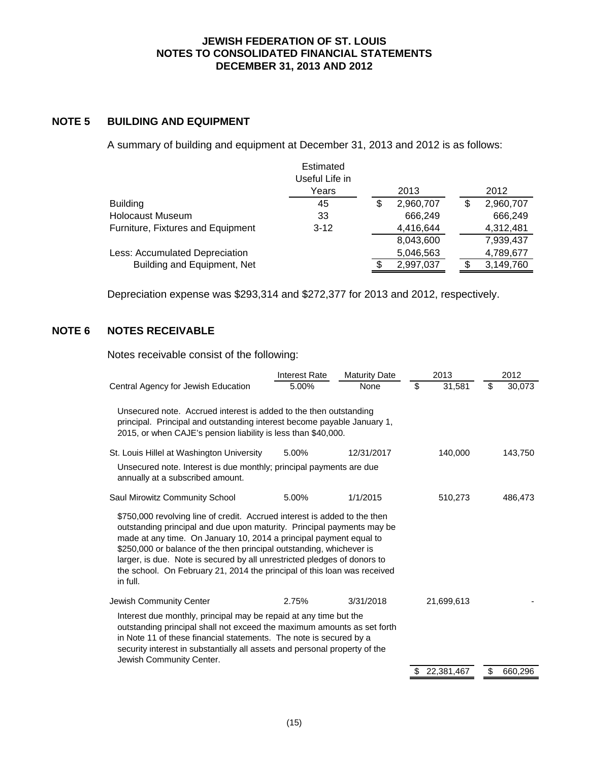## NOTE 5 BUILDING AND EQUIPMENT

A summary of building and equipment at December 31, 2013 and 2012 is as follows:

| | Estimated Useful Life in Years | 2013 | 2012 |
|---|---|---|---|
| Building | 45 | $ 2,960,707 | $ 2,960,707 |
| Holocaust Museum | 33 | 666,249 | 666,249 |
| Furniture, Fixtures and Equipment | 3-12 | 4,416,644 | 4,312,481 |
| | | 8,043,600 | 7,939,437 |
| Less: Accumulated Depreciation | | 5,046,563 | 4,789,677 |
| Building and Equipment, Net | | $ 2,997,037 | $ 3,149,760 |

Depreciation expense was $293,314 and $272,377 for 2013 and 2012, respectively.

## NOTE 6 NOTES RECEIVABLE

Notes receivable consist of the following:

| | Interest Rate | Maturity Date | 2013 | 2012 |
|---|---|---|---|---|
| Central Agency for Jewish Education | 5.00% | None | $ 31,581 | $ 30,073 |
| Unsecured note. Accrued interest is added to the then outstanding principal. Principal and outstanding interest become payable January 1, 2015, or when CAJE's pension liability is less than $40,000. | | | | |
| St. Louis Hillel at Washington University | 5.00% | 12/31/2017 | 140,000 | 143,750 |
| Unsecured note. Interest is due monthly; principal payments are due annually at a subscribed amount. | | | | |
| Saul Mirowitz Community School | 5.00% | 1/1/2015 | 510,273 | 486,473 |
| $750,000 revolving line of credit. Accrued interest is added to the then outstanding principal and due upon maturity. Principal payments may be made at any time. On January 10, 2014 a principal payment equal to $250,000 or balance of the then principal outstanding, whichever is larger, is due. Note is secured by all unrestricted pledges of donors to the school. On February 21, 2014 the principal of this loan was received in full. | | | | |
| Jewish Community Center | 2.75% | 3/31/2018 | 21,699,613 | - |
| Interest due monthly, principal may be repaid at any time but the outstanding principal shall not exceed the maximum amounts as set forth in Note 11 of these financial statements. The note is secured by a security interest in substantially all assets and personal property of the Jewish Community Center. | | | | |
| | | | $ 22,381,467 | $ 660,296 |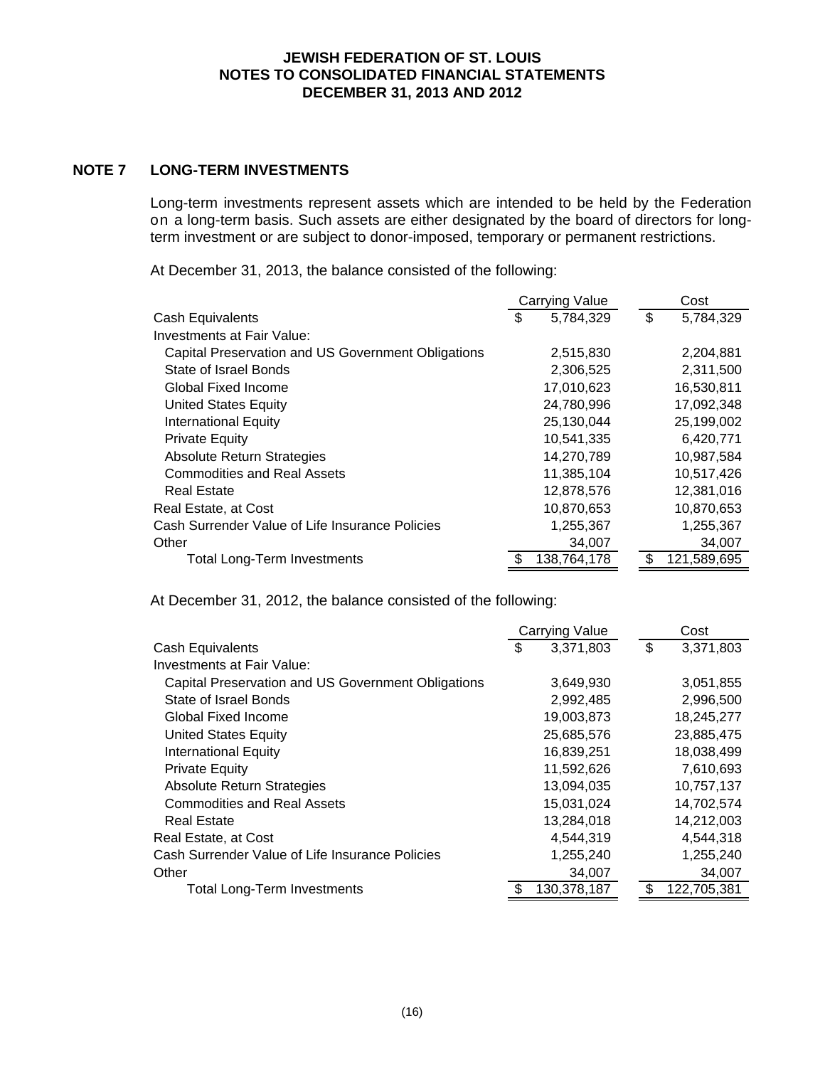# JEWISH FEDERATION OF ST. LOUIS
## NOTES TO CONSOLIDATED FINANCIAL STATEMENTS
## DECEMBER 31, 2013 AND 2012

## NOTE 7 LONG-TERM INVESTMENTS

Long-term investments represent assets which are intended to be held by the Federation on a long-term basis. Such assets are either designated by the board of directors for long-term investment or are subject to donor-imposed, temporary or permanent restrictions.

At December 31, 2013, the balance consisted of the following:

| | Carrying Value | Cost |
|---|---|---|
| Cash Equivalents | $ 5,784,329 | $ 5,784,329 |
| Investments at Fair Value: | | |
| Capital Preservation and US Government Obligations | 2,515,830 | 2,204,881 |
| State of Israel Bonds | 2,306,525 | 2,311,500 |
| Global Fixed Income | 17,010,623 | 16,530,811 |
| United States Equity | 24,780,996 | 17,092,348 |
| International Equity | 25,130,044 | 25,199,002 |
| Private Equity | 10,541,335 | 6,420,771 |
| Absolute Return Strategies | 14,270,789 | 10,987,584 |
| Commodities and Real Assets | 11,385,104 | 10,517,426 |
| Real Estate | 12,878,576 | 12,381,016 |
| Real Estate, at Cost | 10,870,653 | 10,870,653 |
| Cash Surrender Value of Life Insurance Policies | 1,255,367 | 1,255,367 |
| Other | 34,007 | 34,007 |
| Total Long-Term Investments | $ 138,764,178 | $ 121,589,695 |

At December 31, 2012, the balance consisted of the following:

| | Carrying Value | Cost |
|---|---|---|
| Cash Equivalents | $ 3,371,803 | $ 3,371,803 |
| Investments at Fair Value: | | |
| Capital Preservation and US Government Obligations | 3,649,930 | 3,051,855 |
| State of Israel Bonds | 2,992,485 | 2,996,500 |
| Global Fixed Income | 19,003,873 | 18,245,277 |
| United States Equity | 25,685,576 | 23,885,475 |
| International Equity | 16,839,251 | 18,038,499 |
| Private Equity | 11,592,626 | 7,610,693 |
| Absolute Return Strategies | 13,094,035 | 10,757,137 |
| Commodities and Real Assets | 15,031,024 | 14,702,574 |
| Real Estate | 13,284,018 | 14,212,003 |
| Real Estate, at Cost | 4,544,319 | 4,544,318 |
| Cash Surrender Value of Life Insurance Policies | 1,255,240 | 1,255,240 |
| Other | 34,007 | 34,007 |
| Total Long-Term Investments | $ 130,378,187 | $ 122,705,381 |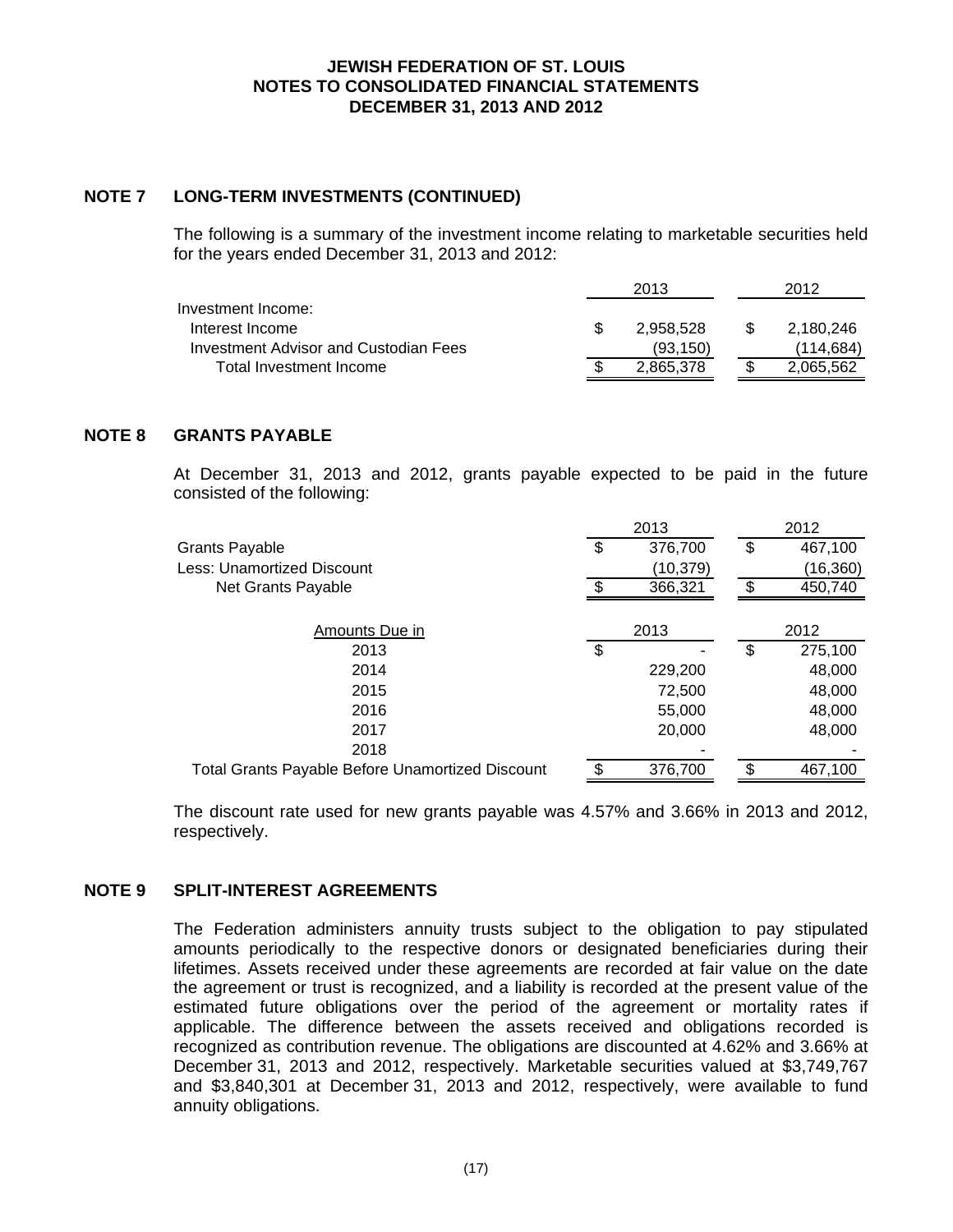**JEWISH FEDERATION OF ST. LOUIS**
**NOTES TO CONSOLIDATED FINANCIAL STATEMENTS**
**DECEMBER 31, 2013 AND 2012**

## NOTE 7 LONG-TERM INVESTMENTS (CONTINUED)

The following is a summary of the investment income relating to marketable securities held for the years ended December 31, 2013 and 2012:

| | 2013 | 2012 |
|---|---|---|
| Investment Income: | | |
| Interest Income | $ 2,958,528 | $ 2,180,246 |
| Investment Advisor and Custodian Fees | (93,150) | (114,684) |
| Total Investment Income | $ 2,865,378 | $ 2,065,562 |

## NOTE 8 GRANTS PAYABLE

At December 31, 2013 and 2012, grants payable expected to be paid in the future consisted of the following:

| | 2013 | 2012 |
|---|---|---|
| Grants Payable | $ 376,700 | $ 467,100 |
| Less: Unamortized Discount | (10,379) | (16,360) |
| Net Grants Payable | $ 366,321 | $ 450,740 |

| Amounts Due in | 2013 | 2012 |
|---|---|---|
| 2013 | $ - | $ 275,100 |
| 2014 | 229,200 | 48,000 |
| 2015 | 72,500 | 48,000 |
| 2016 | 55,000 | 48,000 |
| 2017 | 20,000 | 48,000 |
| 2018 | - | - |
| Total Grants Payable Before Unamortized Discount | $ 376,700 | $ 467,100 |

The discount rate used for new grants payable was 4.57% and 3.66% in 2013 and 2012, respectively.

## NOTE 9 SPLIT-INTEREST AGREEMENTS

The Federation administers annuity trusts subject to the obligation to pay stipulated amounts periodically to the respective donors or designated beneficiaries during their lifetimes. Assets received under these agreements are recorded at fair value on the date the agreement or trust is recognized, and a liability is recorded at the present value of the estimated future obligations over the period of the agreement or mortality rates if applicable. The difference between the assets received and obligations recorded is recognized as contribution revenue. The obligations are discounted at 4.62% and 3.66% at December 31, 2013 and 2012, respectively. Marketable securities valued at $3,749,767 and $3,840,301 at December 31, 2013 and 2012, respectively, were available to fund annuity obligations.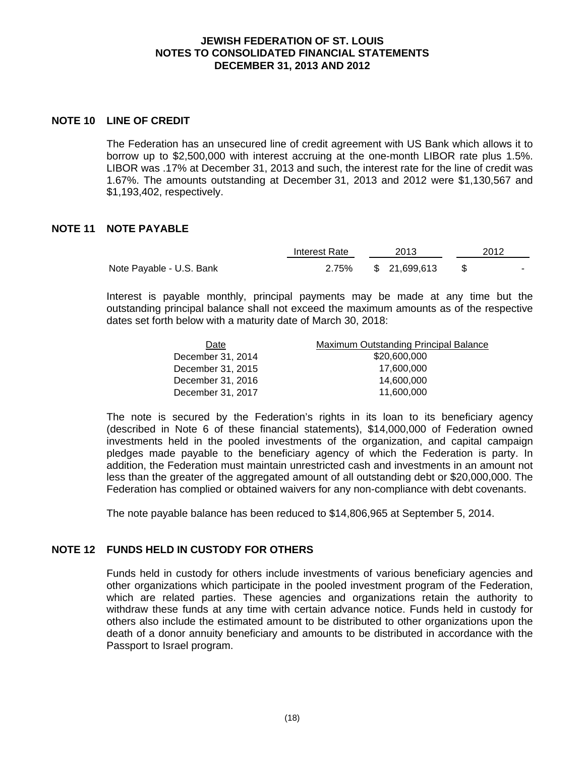## NOTE 10 LINE OF CREDIT

The Federation has an unsecured line of credit agreement with US Bank which allows it to borrow up to $2,500,000 with interest accruing at the one-month LIBOR rate plus 1.5%. LIBOR was .17% at December 31, 2013 and such, the interest rate for the line of credit was 1.67%. The amounts outstanding at December 31, 2013 and 2012 were $1,130,567 and $1,193,402, respectively.

## NOTE 11 NOTE PAYABLE

| | Interest Rate | 2013 | 2012 |
|---|---|---|---|
| Note Payable - U.S. Bank | 2.75% | $ 21,699,613 | $ - |

Interest is payable monthly, principal payments may be made at any time but the outstanding principal balance shall not exceed the maximum amounts as of the respective dates set forth below with a maturity date of March 30, 2018:

| Date | Maximum Outstanding Principal Balance |
|---|---|
| December 31, 2014 | $20,600,000 |
| December 31, 2015 | 17,600,000 |
| December 31, 2016 | 14,600,000 |
| December 31, 2017 | 11,600,000 |

The note is secured by the Federation's rights in its loan to its beneficiary agency (described in Note 6 of these financial statements), $14,000,000 of Federation owned investments held in the pooled investments of the organization, and capital campaign pledges made payable to the beneficiary agency of which the Federation is party. In addition, the Federation must maintain unrestricted cash and investments in an amount not less than the greater of the aggregated amount of all outstanding debt or $20,000,000. The Federation has complied or obtained waivers for any non-compliance with debt covenants.

The note payable balance has been reduced to $14,806,965 at September 5, 2014.

## NOTE 12 FUNDS HELD IN CUSTODY FOR OTHERS

Funds held in custody for others include investments of various beneficiary agencies and other organizations which participate in the pooled investment program of the Federation, which are related parties. These agencies and organizations retain the authority to withdraw these funds at any time with certain advance notice. Funds held in custody for others also include the estimated amount to be distributed to other organizations upon the death of a donor annuity beneficiary and amounts to be distributed in accordance with the Passport to Israel program.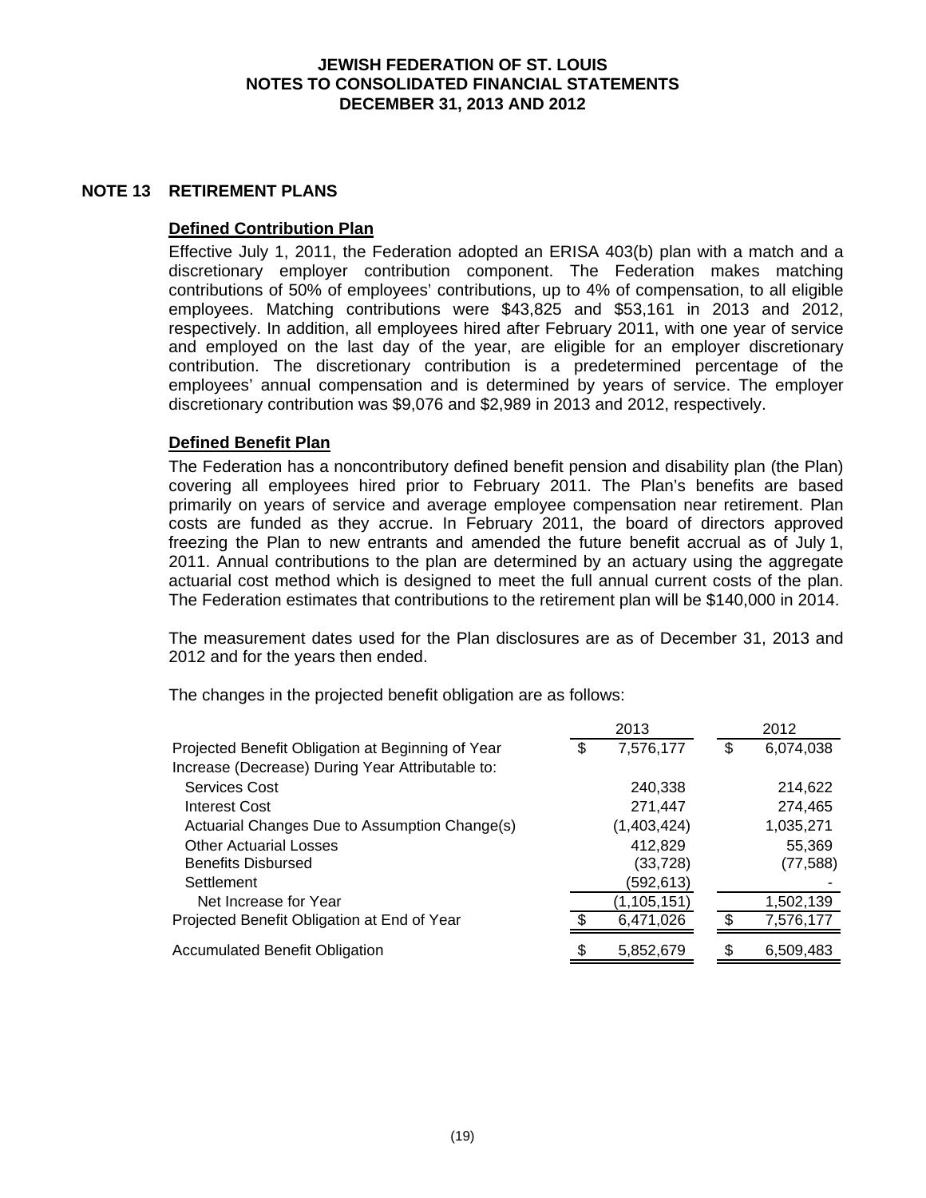## NOTE 13 RETIREMENT PLANS

### Defined Contribution Plan

Effective July 1, 2011, the Federation adopted an ERISA 403(b) plan with a match and a discretionary employer contribution component. The Federation makes matching contributions of 50% of employees' contributions, up to 4% of compensation, to all eligible employees. Matching contributions were $43,825 and $53,161 in 2013 and 2012, respectively. In addition, all employees hired after February 2011, with one year of service and employed on the last day of the year, are eligible for an employer discretionary contribution. The discretionary contribution is a predetermined percentage of the employees' annual compensation and is determined by years of service. The employer discretionary contribution was $9,076 and $2,989 in 2013 and 2012, respectively.

### Defined Benefit Plan

The Federation has a noncontributory defined benefit pension and disability plan (the Plan) covering all employees hired prior to February 2011. The Plan's benefits are based primarily on years of service and average employee compensation near retirement. Plan costs are funded as they accrue. In February 2011, the board of directors approved freezing the Plan to new entrants and amended the future benefit accrual as of July 1, 2011. Annual contributions to the plan are determined by an actuary using the aggregate actuarial cost method which is designed to meet the full annual current costs of the plan. The Federation estimates that contributions to the retirement plan will be $140,000 in 2014.

The measurement dates used for the Plan disclosures are as of December 31, 2013 and 2012 and for the years then ended.

The changes in the projected benefit obligation are as follows:

| | 2013 | 2012 |
|---|---|---|
| Projected Benefit Obligation at Beginning of Year | $ 7,576,177 | $ 6,074,038 |
| Increase (Decrease) During Year Attributable to: | | |
| Services Cost | 240,338 | 214,622 |
| Interest Cost | 271,447 | 274,465 |
| Actuarial Changes Due to Assumption Change(s) | (1,403,424) | 1,035,271 |
| Other Actuarial Losses | 412,829 | 55,369 |
| Benefits Disbursed | (33,728) | (77,588) |
| Settlement | (592,613) | - |
| Net Increase for Year | (1,105,151) | 1,502,139 |
| Projected Benefit Obligation at End of Year | $ 6,471,026 | $ 7,576,177 |
| Accumulated Benefit Obligation | $ 5,852,679 | $ 6,509,483 |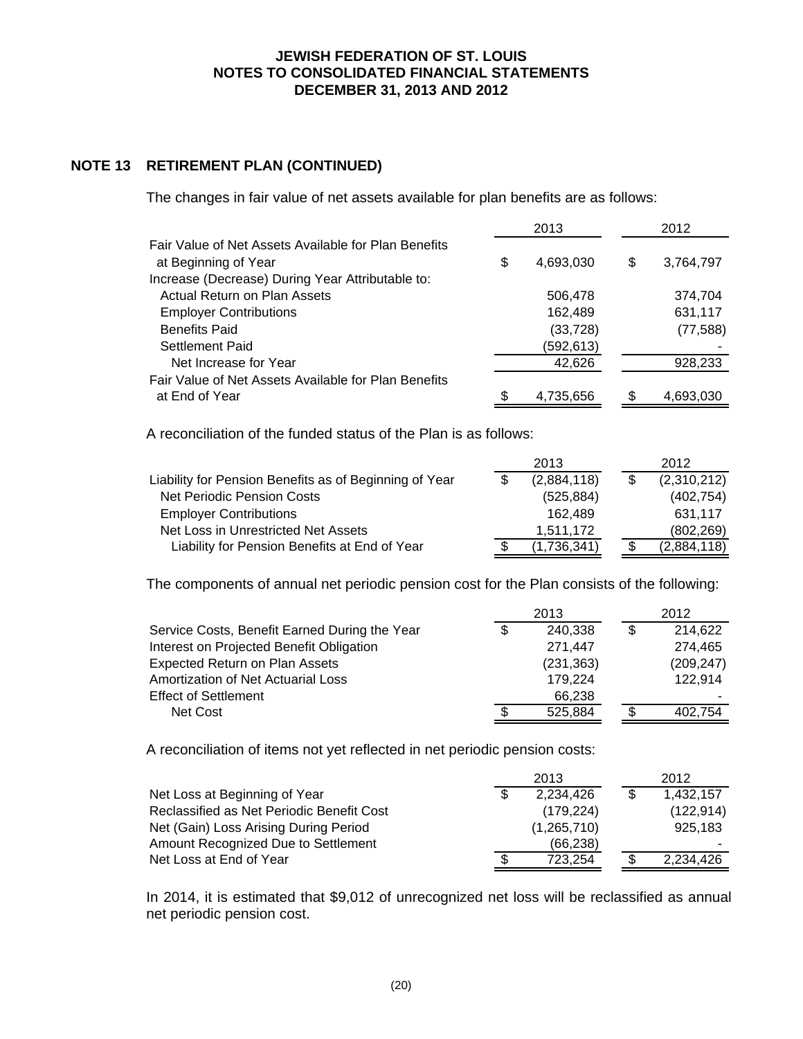## NOTE 13 RETIREMENT PLAN (CONTINUED)

The changes in fair value of net assets available for plan benefits are as follows:

| | 2013 | 2012 |
|---|---|---|
| Fair Value of Net Assets Available for Plan Benefits at Beginning of Year | $ 4,693,030 | $ 3,764,797 |
| Increase (Decrease) During Year Attributable to: | | |
| Actual Return on Plan Assets | 506,478 | 374,704 |
| Employer Contributions | 162,489 | 631,117 |
| Benefits Paid | (33,728) | (77,588) |
| Settlement Paid | (592,613) | - |
| Net Increase for Year | 42,626 | 928,233 |
| Fair Value of Net Assets Available for Plan Benefits at End of Year | $ 4,735,656 | $ 4,693,030 |

A reconciliation of the funded status of the Plan is as follows:

| | 2013 | 2012 |
|---|---|---|
| Liability for Pension Benefits as of Beginning of Year | $ (2,884,118) | $ (2,310,212) |
| Net Periodic Pension Costs | (525,884) | (402,754) |
| Employer Contributions | 162,489 | 631,117 |
| Net Loss in Unrestricted Net Assets | 1,511,172 | (802,269) |
| Liability for Pension Benefits at End of Year | $ (1,736,341) | $ (2,884,118) |

The components of annual net periodic pension cost for the Plan consists of the following:

| | 2013 | 2012 |
|---|---|---|
| Service Costs, Benefit Earned During the Year | $ 240,338 | $ 214,622 |
| Interest on Projected Benefit Obligation | 271,447 | 274,465 |
| Expected Return on Plan Assets | (231,363) | (209,247) |
| Amortization of Net Actuarial Loss | 179,224 | 122,914 |
| Effect of Settlement | 66,238 | - |
| Net Cost | $ 525,884 | $ 402,754 |

A reconciliation of items not yet reflected in net periodic pension costs:

| | 2013 | 2012 |
|---|---|---|
| Net Loss at Beginning of Year | $ 2,234,426 | $ 1,432,157 |
| Reclassified as Net Periodic Benefit Cost | (179,224) | (122,914) |
| Net (Gain) Loss Arising During Period | (1,265,710) | 925,183 |
| Amount Recognized Due to Settlement | (66,238) | - |
| Net Loss at End of Year | $ 723,254 | $ 2,234,426 |

In 2014, it is estimated that $9,012 of unrecognized net loss will be reclassified as annual net periodic pension cost.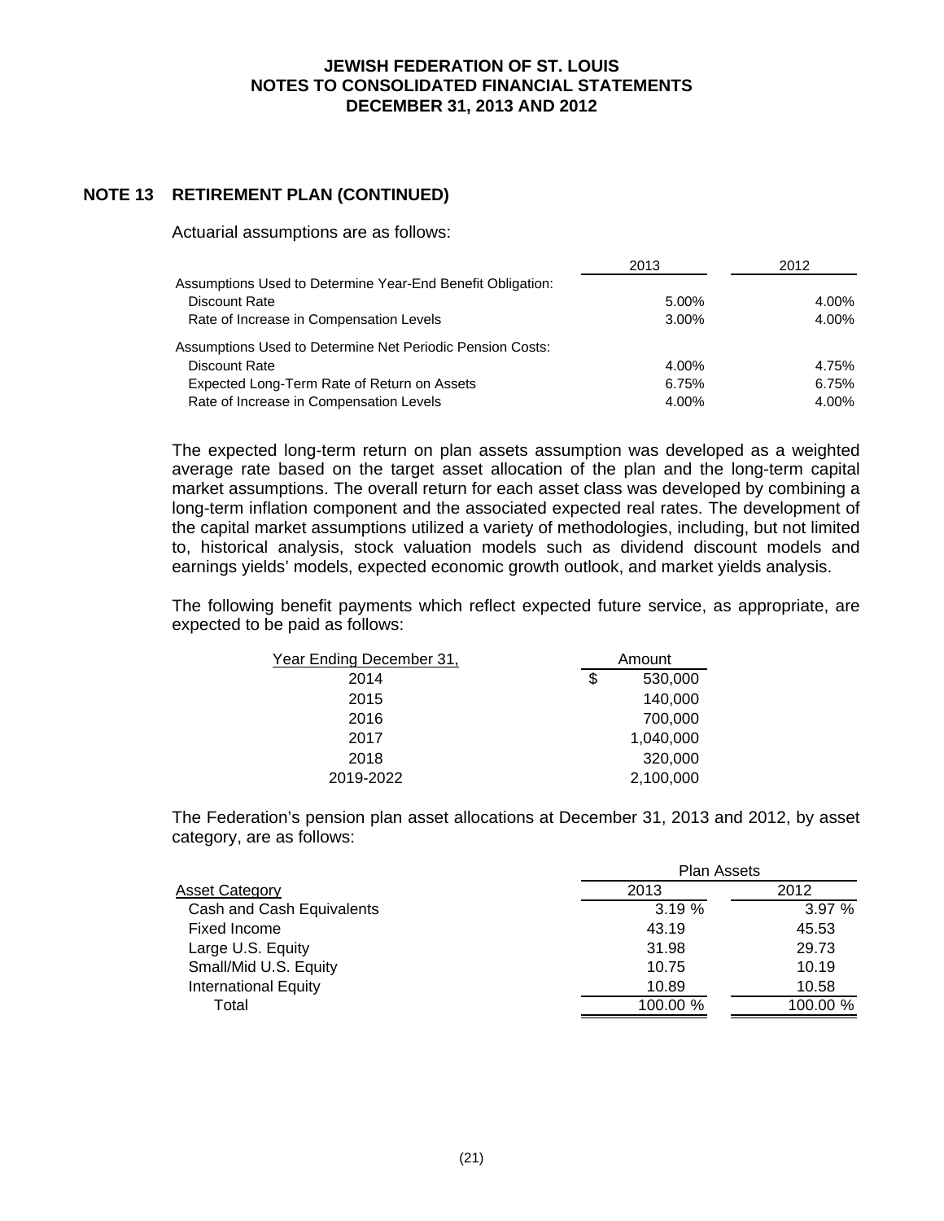# JEWISH FEDERATION OF ST. LOUIS
# NOTES TO CONSOLIDATED FINANCIAL STATEMENTS
# DECEMBER 31, 2013 AND 2012

## NOTE 13 RETIREMENT PLAN (CONTINUED)

Actuarial assumptions are as follows:

| | 2013 | 2012 |
|---|---|---|
| Assumptions Used to Determine Year-End Benefit Obligation: | | |
| Discount Rate | 5.00% | 4.00% |
| Rate of Increase in Compensation Levels | 3.00% | 4.00% |
| Assumptions Used to Determine Net Periodic Pension Costs: | | |
| Discount Rate | 4.00% | 4.75% |
| Expected Long-Term Rate of Return on Assets | 6.75% | 6.75% |
| Rate of Increase in Compensation Levels | 4.00% | 4.00% |

The expected long-term return on plan assets assumption was developed as a weighted average rate based on the target asset allocation of the plan and the long-term capital market assumptions. The overall return for each asset class was developed by combining a long-term inflation component and the associated expected real rates. The development of the capital market assumptions utilized a variety of methodologies, including, but not limited to, historical analysis, stock valuation models such as dividend discount models and earnings yields' models, expected economic growth outlook, and market yields analysis.

The following benefit payments which reflect expected future service, as appropriate, are expected to be paid as follows:

| Year Ending December 31, | Amount |
|---|---|
| 2014 | $ 530,000 |
| 2015 | 140,000 |
| 2016 | 700,000 |
| 2017 | 1,040,000 |
| 2018 | 320,000 |
| 2019-2022 | 2,100,000 |

The Federation's pension plan asset allocations at December 31, 2013 and 2012, by asset category, are as follows:

| | Plan Assets | |
|---|---|---|
| Asset Category | 2013 | 2012 |
| Cash and Cash Equivalents | 3.19 % | 3.97 % |
| Fixed Income | 43.19 | 45.53 |
| Large U.S. Equity | 31.98 | 29.73 |
| Small/Mid U.S. Equity | 10.75 | 10.19 |
| International Equity | 10.89 | 10.58 |
| Total | 100.00 % | 100.00 % |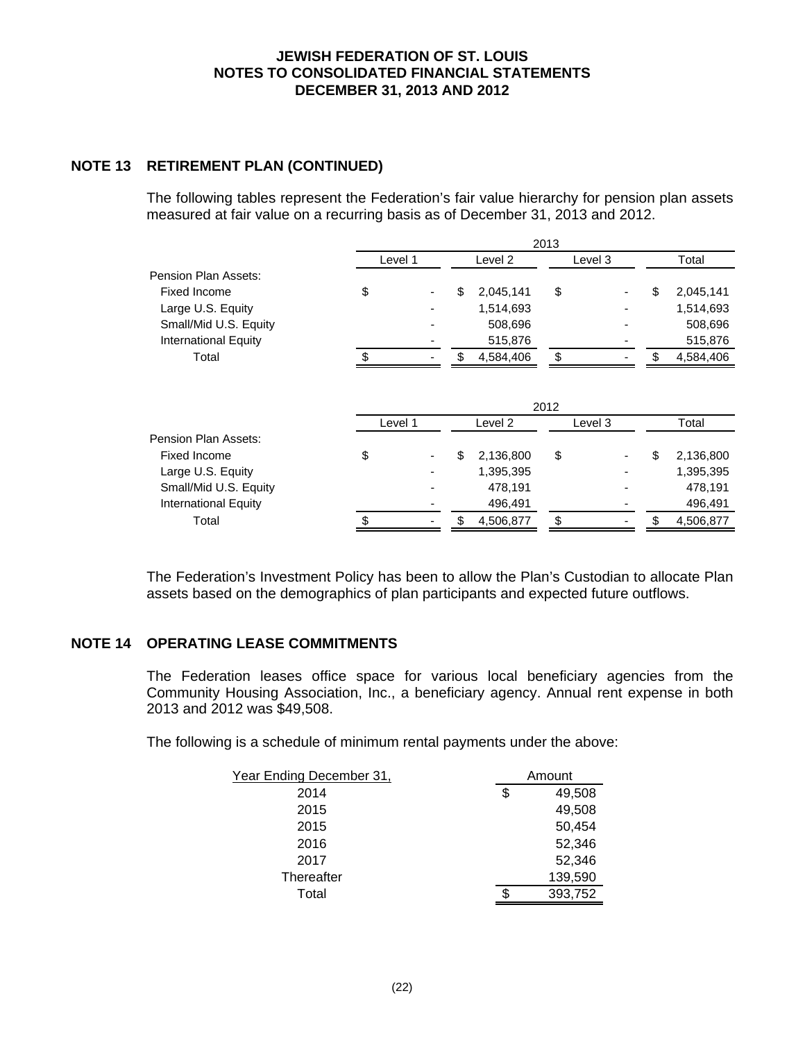# JEWISH FEDERATION OF ST. LOUIS
# NOTES TO CONSOLIDATED FINANCIAL STATEMENTS
# DECEMBER 31, 2013 AND 2012

## NOTE 13 RETIREMENT PLAN (CONTINUED)

The following tables represent the Federation's fair value hierarchy for pension plan assets measured at fair value on a recurring basis as of December 31, 2013 and 2012.

| | 2013 | | | |
|---|---|---|---|---|
| | Level 1 | Level 2 | Level 3 | Total |
| Pension Plan Assets: | | | | |
| Fixed Income | $ - | $ 2,045,141 | $ - | $ 2,045,141 |
| Large U.S. Equity | - | 1,514,693 | - | 1,514,693 |
| Small/Mid U.S. Equity | - | 508,696 | - | 508,696 |
| International Equity | - | 515,876 | - | 515,876 |
| Total | $ - | $ 4,584,406 | $ - | $ 4,584,406 |

| | 2012 | | | |
|---|---|---|---|---|
| | Level 1 | Level 2 | Level 3 | Total |
| Pension Plan Assets: | | | | |
| Fixed Income | $ - | $ 2,136,800 | $ - | $ 2,136,800 |
| Large U.S. Equity | - | 1,395,395 | - | 1,395,395 |
| Small/Mid U.S. Equity | - | 478,191 | - | 478,191 |
| International Equity | - | 496,491 | - | 496,491 |
| Total | $ - | $ 4,506,877 | $ - | $ 4,506,877 |

The Federation's Investment Policy has been to allow the Plan's Custodian to allocate Plan assets based on the demographics of plan participants and expected future outflows.

## NOTE 14 OPERATING LEASE COMMITMENTS

The Federation leases office space for various local beneficiary agencies from the Community Housing Association, Inc., a beneficiary agency. Annual rent expense in both 2013 and 2012 was $49,508.

The following is a schedule of minimum rental payments under the above:

| Year Ending December 31, | Amount |
|---|---|
| 2014 | $ 49,508 |
| 2015 | 49,508 |
| 2015 | 50,454 |
| 2016 | 52,346 |
| 2017 | 52,346 |
| Thereafter | 139,590 |
| Total | $ 393,752 |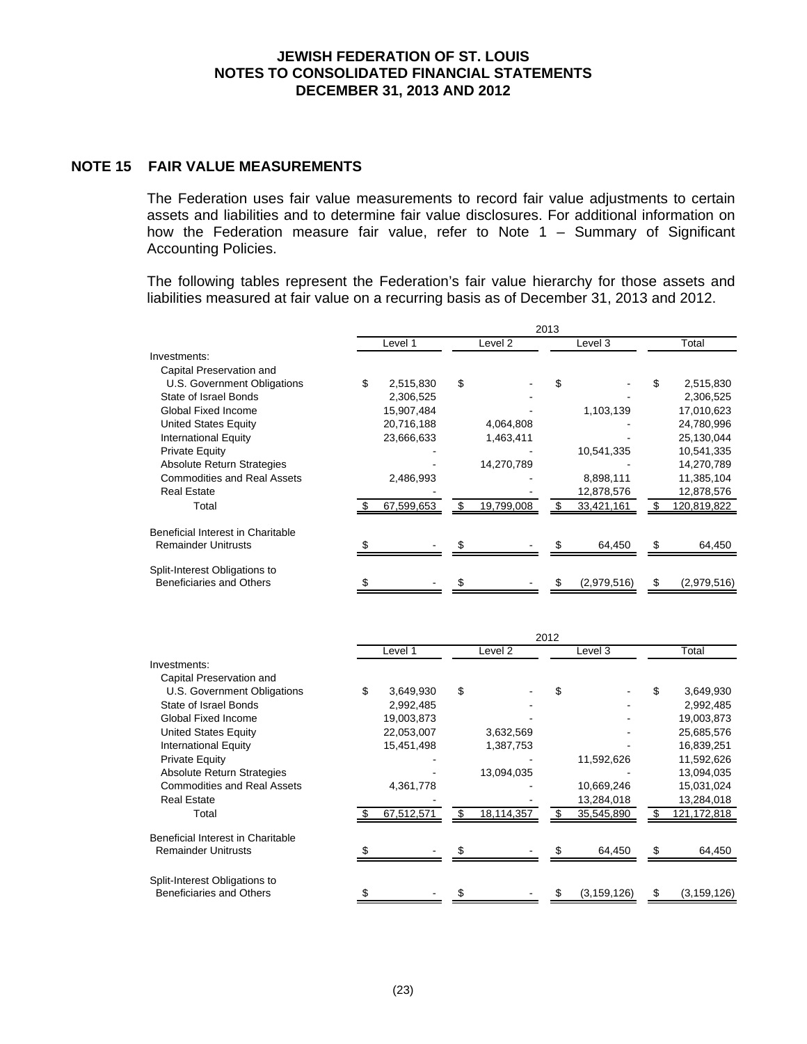## NOTE 15 FAIR VALUE MEASUREMENTS

The Federation uses fair value measurements to record fair value adjustments to certain assets and liabilities and to determine fair value disclosures. For additional information on how the Federation measure fair value, refer to Note 1 – Summary of Significant Accounting Policies.

The following tables represent the Federation's fair value hierarchy for those assets and liabilities measured at fair value on a recurring basis as of December 31, 2013 and 2012.

| | 2013 | | | |
|---|---|---|---|---|
| | Level 1 | Level 2 | Level 3 | Total |
| Investments: | | | | |
| Capital Preservation and U.S. Government Obligations | $ 2,515,830 | $ - | $ - | $ 2,515,830 |
| State of Israel Bonds | 2,306,525 | - | - | 2,306,525 |
| Global Fixed Income | 15,907,484 | - | 1,103,139 | 17,010,623 |
| United States Equity | 20,716,188 | 4,064,808 | - | 24,780,996 |
| International Equity | 23,666,633 | 1,463,411 | - | 25,130,044 |
| Private Equity | - | - | 10,541,335 | 10,541,335 |
| Absolute Return Strategies | - | 14,270,789 | - | 14,270,789 |
| Commodities and Real Assets | 2,486,993 | - | 8,898,111 | 11,385,104 |
| Real Estate | - | - | 12,878,576 | 12,878,576 |
| Total | $ 67,599,653 | $ 19,799,008 | $ 33,421,161 | $ 120,819,822 |
| Beneficial Interest in Charitable Remainder Unitrusts | $ - | $ - | $ 64,450 | $ 64,450 |
| Split-Interest Obligations to Beneficiaries and Others | $ - | $ - | $ (2,979,516) | $ (2,979,516) |

| | 2012 | | | |
|---|---|---|---|---|
| | Level 1 | Level 2 | Level 3 | Total |
| Investments: | | | | |
| Capital Preservation and U.S. Government Obligations | $ 3,649,930 | $ - | $ - | $ 3,649,930 |
| State of Israel Bonds | 2,992,485 | - | - | 2,992,485 |
| Global Fixed Income | 19,003,873 | - | - | 19,003,873 |
| United States Equity | 22,053,007 | 3,632,569 | - | 25,685,576 |
| International Equity | 15,451,498 | 1,387,753 | - | 16,839,251 |
| Private Equity | - | - | 11,592,626 | 11,592,626 |
| Absolute Return Strategies | - | 13,094,035 | - | 13,094,035 |
| Commodities and Real Assets | 4,361,778 | - | 10,669,246 | 15,031,024 |
| Real Estate | - | - | 13,284,018 | 13,284,018 |
| Total | $ 67,512,571 | $ 18,114,357 | $ 35,545,890 | $ 121,172,818 |
| Beneficial Interest in Charitable Remainder Unitrusts | $ - | $ - | $ 64,450 | $ 64,450 |
| Split-Interest Obligations to Beneficiaries and Others | $ - | $ - | $ (3,159,126) | $ (3,159,126) |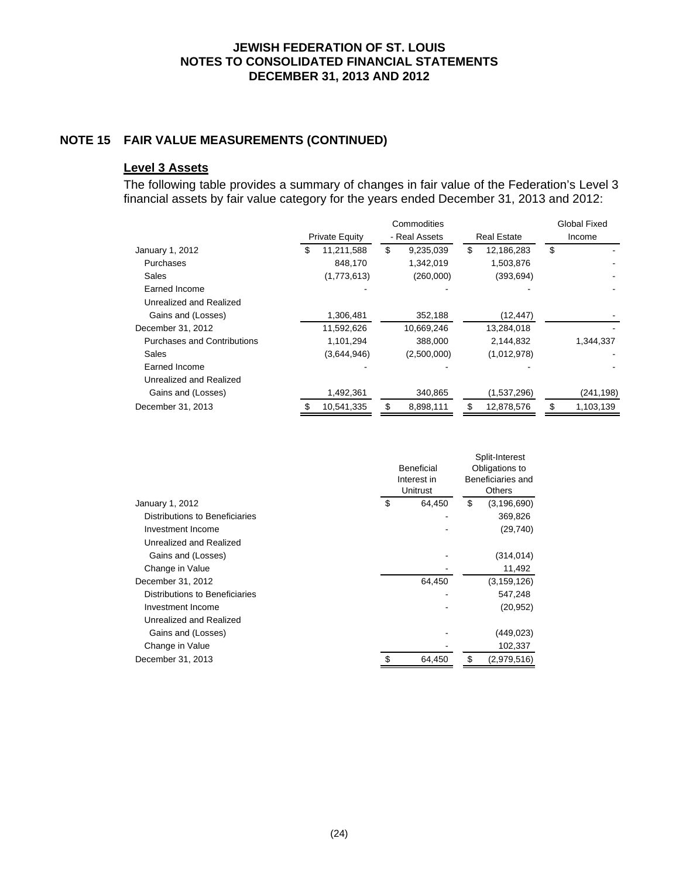## NOTE 15 FAIR VALUE MEASUREMENTS (CONTINUED)

### Level 3 Assets

The following table provides a summary of changes in fair value of the Federation's Level 3 financial assets by fair value category for the years ended December 31, 2013 and 2012:

| | Private Equity | Commodities - Real Assets | Real Estate | Global Fixed Income |
|---|---|---|---|---|
| January 1, 2012 | $ 11,211,588 | $ 9,235,039 | $ 12,186,283 | $ - |
| Purchases | 848,170 | 1,342,019 | 1,503,876 | - |
| Sales | (1,773,613) | (260,000) | (393,694) | - |
| Earned Income | - | - | - | - |
| Unrealized and Realized Gains and (Losses) | 1,306,481 | 352,188 | (12,447) | - |
| December 31, 2012 | 11,592,626 | 10,669,246 | 13,284,018 | - |
| Purchases and Contributions | 1,101,294 | 388,000 | 2,144,832 | 1,344,337 |
| Sales | (3,644,946) | (2,500,000) | (1,012,978) | - |
| Earned Income | - | - | - | - |
| Unrealized and Realized Gains and (Losses) | 1,492,361 | 340,865 | (1,537,296) | (241,198) |
| December 31, 2013 | $ 10,541,335 | $ 8,898,111 | $ 12,878,576 | $ 1,103,139 |

| | Beneficial Interest in Unitrust | Split-Interest Obligations to Beneficiaries and Others |
|---|---|---|
| January 1, 2012 | $ 64,450 | $ (3,196,690) |
| Distributions to Beneficiaries | - | 369,826 |
| Investment Income | - | (29,740) |
| Unrealized and Realized Gains and (Losses) | - | (314,014) |
| Change in Value | - | 11,492 |
| December 31, 2012 | 64,450 | (3,159,126) |
| Distributions to Beneficiaries | - | 547,248 |
| Investment Income | - | (20,952) |
| Unrealized and Realized Gains and (Losses) | - | (449,023) |
| Change in Value | - | 102,337 |
| December 31, 2013 | $ 64,450 | $ (2,979,516) |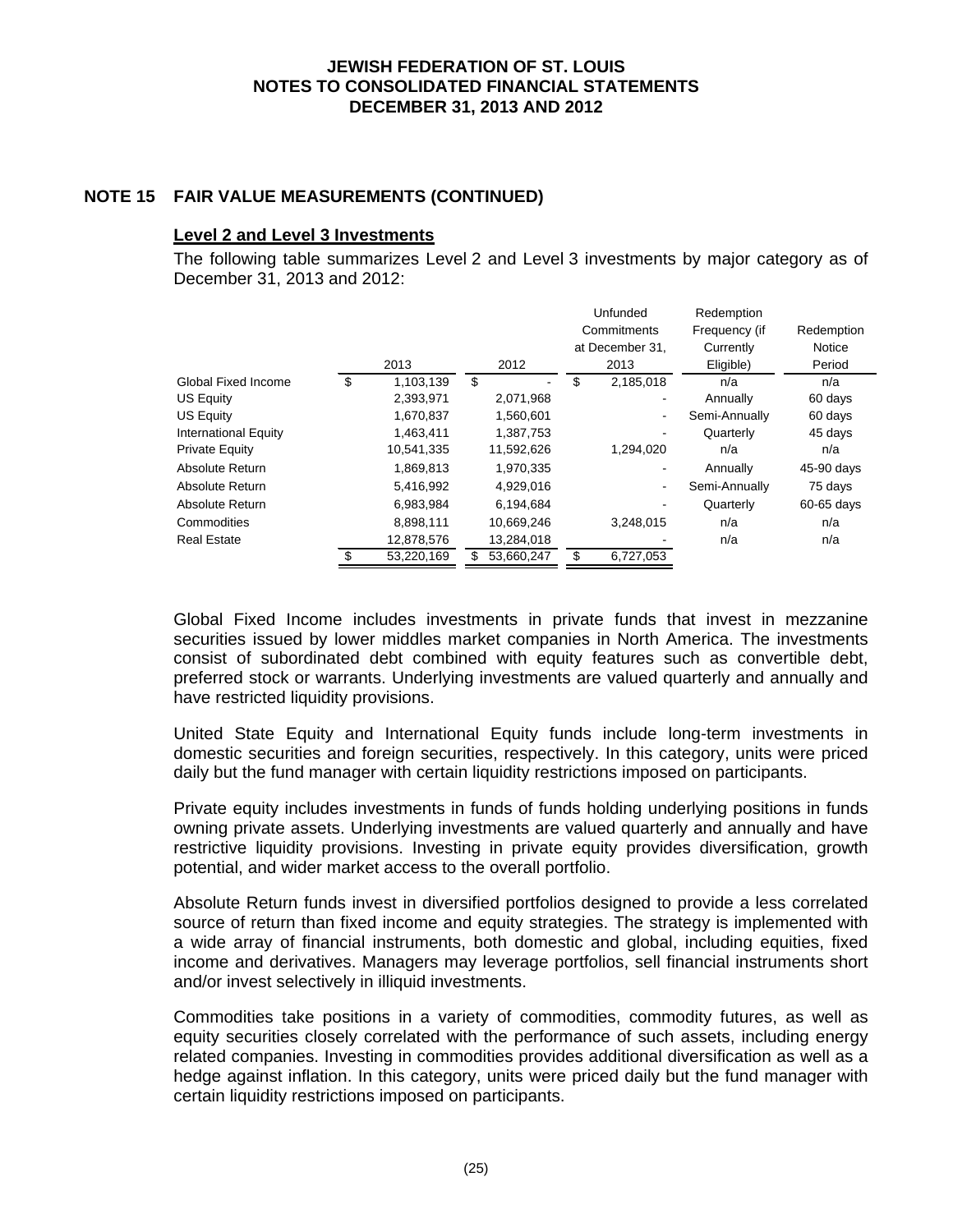## NOTE 15 FAIR VALUE MEASUREMENTS (CONTINUED)

### Level 2 and Level 3 Investments

The following table summarizes Level 2 and Level 3 investments by major category as of December 31, 2013 and 2012:

| | 2013 | 2012 | Unfunded Commitments at December 31, 2013 | Redemption Frequency (if Currently Eligible) | Redemption Notice Period |
|---|---|---|---|---|---|
| Global Fixed Income | $ 1,103,139 | $ - | $ 2,185,018 | n/a | n/a |
| US Equity | 2,393,971 | 2,071,968 | - | Annually | 60 days |
| US Equity | 1,670,837 | 1,560,601 | - | Semi-Annually | 60 days |
| International Equity | 1,463,411 | 1,387,753 | - | Quarterly | 45 days |
| Private Equity | 10,541,335 | 11,592,626 | 1,294,020 | n/a | n/a |
| Absolute Return | 1,869,813 | 1,970,335 | - | Annually | 45-90 days |
| Absolute Return | 5,416,992 | 4,929,016 | - | Semi-Annually | 75 days |
| Absolute Return | 6,983,984 | 6,194,684 | - | Quarterly | 60-65 days |
| Commodities | 8,898,111 | 10,669,246 | 3,248,015 | n/a | n/a |
| Real Estate | 12,878,576 | 13,284,018 | - | n/a | n/a |
| | $ 53,220,169 | $ 53,660,247 | $ 6,727,053 | | |

Global Fixed Income includes investments in private funds that invest in mezzanine securities issued by lower middles market companies in North America. The investments consist of subordinated debt combined with equity features such as convertible debt, preferred stock or warrants. Underlying investments are valued quarterly and annually and have restricted liquidity provisions.

United State Equity and International Equity funds include long-term investments in domestic securities and foreign securities, respectively. In this category, units were priced daily but the fund manager with certain liquidity restrictions imposed on participants.

Private equity includes investments in funds of funds holding underlying positions in funds owning private assets. Underlying investments are valued quarterly and annually and have restrictive liquidity provisions. Investing in private equity provides diversification, growth potential, and wider market access to the overall portfolio.

Absolute Return funds invest in diversified portfolios designed to provide a less correlated source of return than fixed income and equity strategies. The strategy is implemented with a wide array of financial instruments, both domestic and global, including equities, fixed income and derivatives. Managers may leverage portfolios, sell financial instruments short and/or invest selectively in illiquid investments.

Commodities take positions in a variety of commodities, commodity futures, as well as equity securities closely correlated with the performance of such assets, including energy related companies. Investing in commodities provides additional diversification as well as a hedge against inflation. In this category, units were priced daily but the fund manager with certain liquidity restrictions imposed on participants.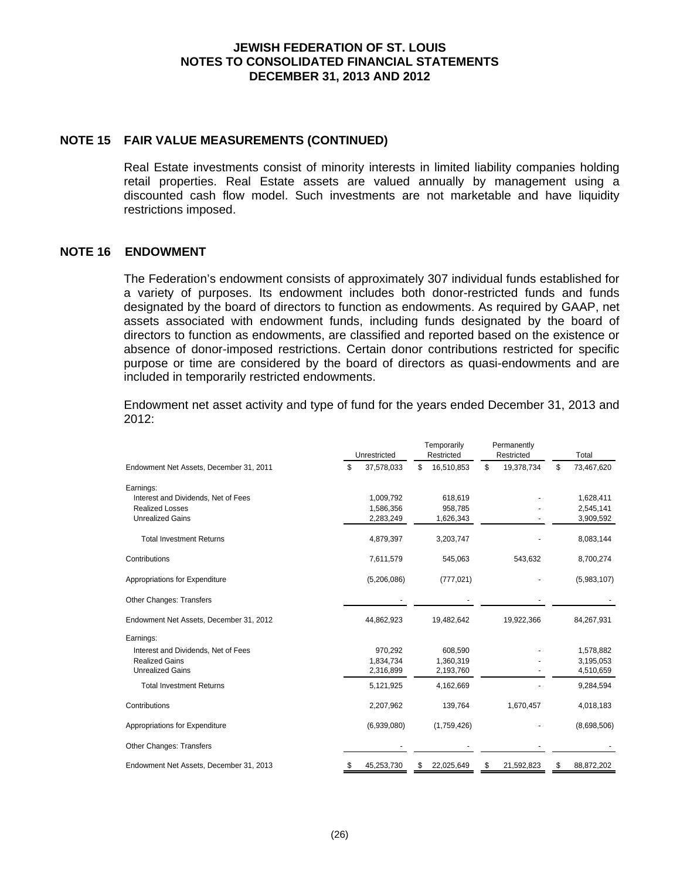### NOTE 15 FAIR VALUE MEASUREMENTS (CONTINUED)

Real Estate investments consist of minority interests in limited liability companies holding retail properties. Real Estate assets are valued annually by management using a discounted cash flow model. Such investments are not marketable and have liquidity restrictions imposed.

### NOTE 16 ENDOWMENT

The Federation's endowment consists of approximately 307 individual funds established for a variety of purposes. Its endowment includes both donor-restricted funds and funds designated by the board of directors to function as endowments. As required by GAAP, net assets associated with endowment funds, including funds designated by the board of directors to function as endowments, are classified and reported based on the existence or absence of donor-imposed restrictions. Certain donor contributions restricted for specific purpose or time are considered by the board of directors as quasi-endowments and are included in temporarily restricted endowments.

Endowment net asset activity and type of fund for the years ended December 31, 2013 and 2012:

| | Unrestricted | Temporarily Restricted | Permanently Restricted | Total |
|---|---|---|---|---|
| Endowment Net Assets, December 31, 2011 | $ 37,578,033 | $ 16,510,853 | $ 19,378,734 | $ 73,467,620 |
| Earnings: | | | | |
| Interest and Dividends, Net of Fees | 1,009,792 | 618,619 | - | 1,628,411 |
| Realized Losses | 1,586,356 | 958,785 | - | 2,545,141 |
| Unrealized Gains | 2,283,249 | 1,626,343 | - | 3,909,592 |
| Total Investment Returns | 4,879,397 | 3,203,747 | - | 8,083,144 |
| Contributions | 7,611,579 | 545,063 | 543,632 | 8,700,274 |
| Appropriations for Expenditure | (5,206,086) | (777,021) | - | (5,983,107) |
| Other Changes: Transfers | - | - | - | - |
| Endowment Net Assets, December 31, 2012 | 44,862,923 | 19,482,642 | 19,922,366 | 84,267,931 |
| Earnings: | | | | |
| Interest and Dividends, Net of Fees | 970,292 | 608,590 | - | 1,578,882 |
| Realized Gains | 1,834,734 | 1,360,319 | - | 3,195,053 |
| Unrealized Gains | 2,316,899 | 2,193,760 | - | 4,510,659 |
| Total Investment Returns | 5,121,925 | 4,162,669 | - | 9,284,594 |
| Contributions | 2,207,962 | 139,764 | 1,670,457 | 4,018,183 |
| Appropriations for Expenditure | (6,939,080) | (1,759,426) | - | (8,698,506) |
| Other Changes: Transfers | - | - | - | - |
| Endowment Net Assets, December 31, 2013 | $ 45,253,730 | $ 22,025,649 | $ 21,592,823 | $ 88,872,202 |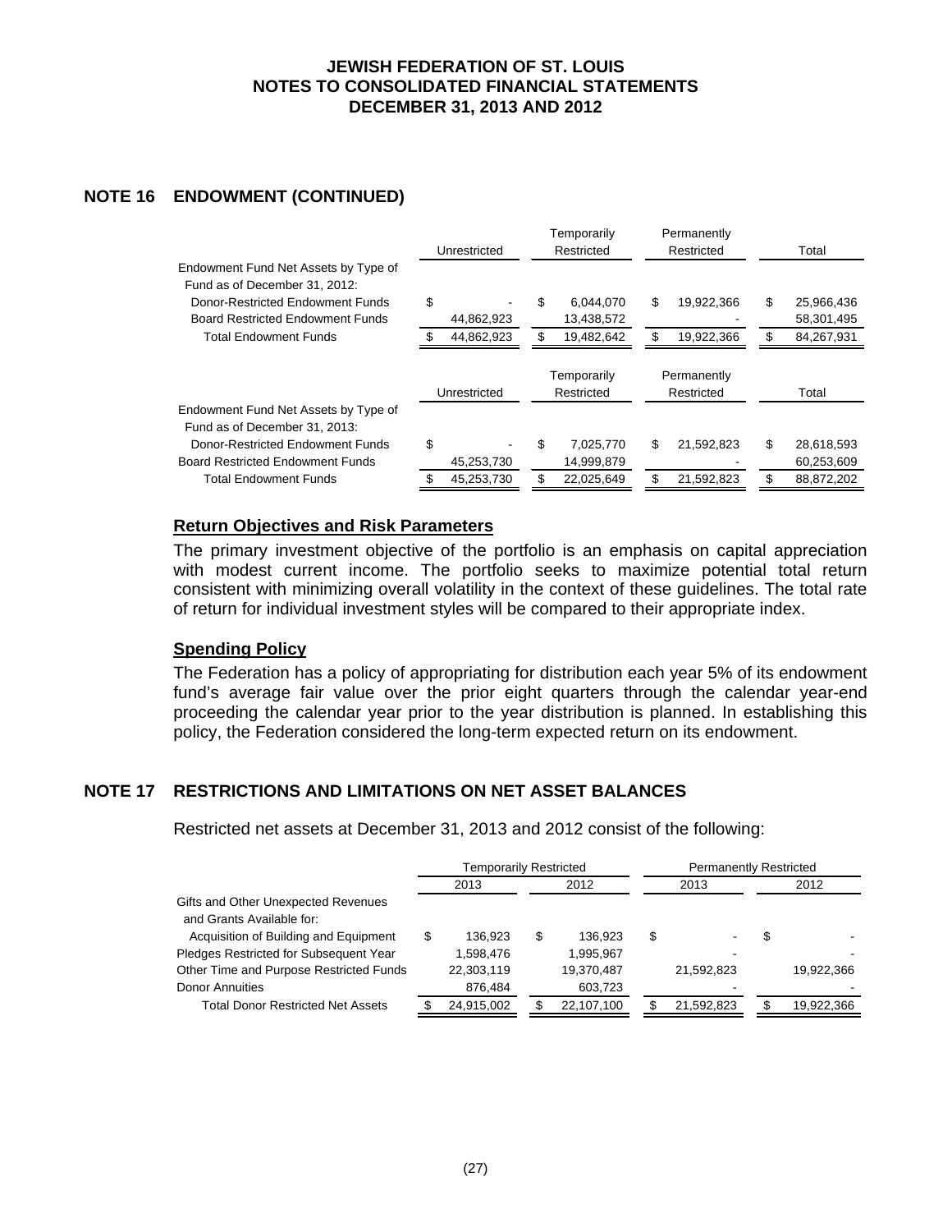## NOTE 16 ENDOWMENT (CONTINUED)

| | Unrestricted | Temporarily Restricted | Permanently Restricted | Total |
|---|---|---|---|---|
| Endowment Fund Net Assets by Type of Fund as of December 31, 2012: | | | | |
| Donor-Restricted Endowment Funds | $ - | $ 6,044,070 | $ 19,922,366 | $ 25,966,436 |
| Board Restricted Endowment Funds | 44,862,923 | 13,438,572 | - | 58,301,495 |
| Total Endowment Funds | $ 44,862,923 | $ 19,482,642 | $ 19,922,366 | $ 84,267,931 |

| | Unrestricted | Temporarily Restricted | Permanently Restricted | Total |
|---|---|---|---|---|
| Endowment Fund Net Assets by Type of Fund as of December 31, 2013: | | | | |
| Donor-Restricted Endowment Funds | $ - | $ 7,025,770 | $ 21,592,823 | $ 28,618,593 |
| Board Restricted Endowment Funds | 45,253,730 | 14,999,879 | - | 60,253,609 |
| Total Endowment Funds | $ 45,253,730 | $ 22,025,649 | $ 21,592,823 | $ 88,872,202 |

### Return Objectives and Risk Parameters

The primary investment objective of the portfolio is an emphasis on capital appreciation with modest current income. The portfolio seeks to maximize potential total return consistent with minimizing overall volatility in the context of these guidelines. The total rate of return for individual investment styles will be compared to their appropriate index.

### Spending Policy

The Federation has a policy of appropriating for distribution each year 5% of its endowment fund's average fair value over the prior eight quarters through the calendar year-end proceeding the calendar year prior to the year distribution is planned. In establishing this policy, the Federation considered the long-term expected return on its endowment.

## NOTE 17 RESTRICTIONS AND LIMITATIONS ON NET ASSET BALANCES

Restricted net assets at December 31, 2013 and 2012 consist of the following:

| | Temporarily Restricted | | Permanently Restricted | |
|---|---|---|---|---|
| | 2013 | 2012 | 2013 | 2012 |
| Gifts and Other Unexpected Revenues and Grants Available for: | | | | |
| Acquisition of Building and Equipment | $ 136,923 | $ 136,923 | $ - | $ - |
| Pledges Restricted for Subsequent Year | 1,598,476 | 1,995,967 | - | - |
| Other Time and Purpose Restricted Funds | 22,303,119 | 19,370,487 | 21,592,823 | 19,922,366 |
| Donor Annuities | 876,484 | 603,723 | - | - |
| Total Donor Restricted Net Assets | $ 24,915,002 | $ 22,107,100 | $ 21,592,823 | $ 19,922,366 |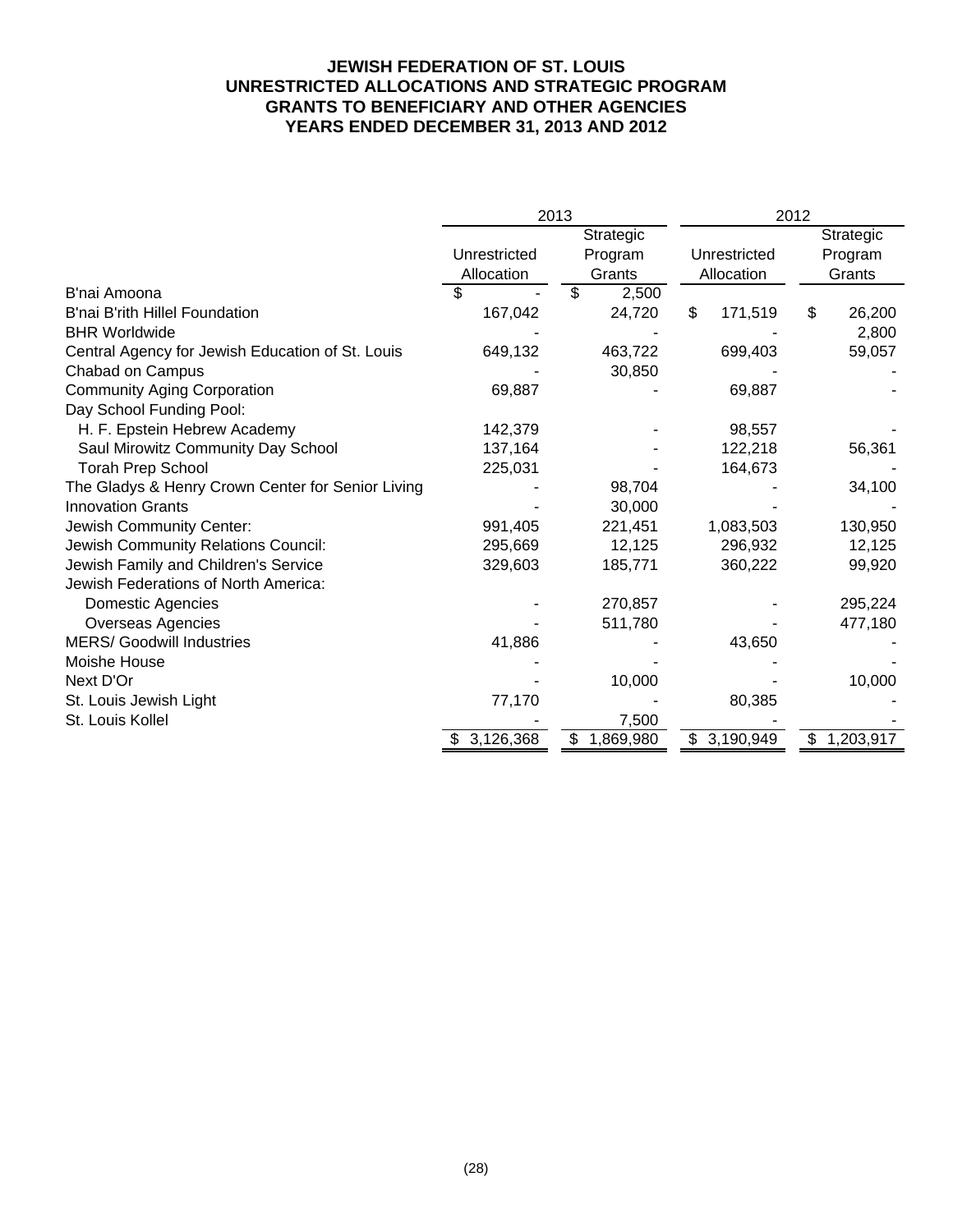# JEWISH FEDERATION OF ST. LOUIS
## UNRESTRICTED ALLOCATIONS AND STRATEGIC PROGRAM GRANTS TO BENEFICIARY AND OTHER AGENCIES
## YEARS ENDED DECEMBER 31, 2013 AND 2012

| | 2013 | | 2012 | |
|---|---|---|---|---|
| | Unrestricted Allocation | Strategic Program Grants | Unrestricted Allocation | Strategic Program Grants |
| B'nai Amoona | $ - | $ 2,500 | | |
| B'nai B'rith Hillel Foundation | 167,042 | 24,720 | $ 171,519 | $ 26,200 |
| BHR Worldwide | - | - | - | 2,800 |
| Central Agency for Jewish Education of St. Louis | 649,132 | 463,722 | 699,403 | 59,057 |
| Chabad on Campus | - | 30,850 | - | - |
| Community Aging Corporation | 69,887 | - | 69,887 | - |
| Day School Funding Pool: | | | | |
| H. F. Epstein Hebrew Academy | 142,379 | - | 98,557 | - |
| Saul Mirowitz Community Day School | 137,164 | - | 122,218 | 56,361 |
| Torah Prep School | 225,031 | - | 164,673 | - |
| The Gladys & Henry Crown Center for Senior Living | - | 98,704 | - | 34,100 |
| Innovation Grants | - | 30,000 | - | - |
| Jewish Community Center: | 991,405 | 221,451 | 1,083,503 | 130,950 |
| Jewish Community Relations Council: | 295,669 | 12,125 | 296,932 | 12,125 |
| Jewish Family and Children's Service | 329,603 | 185,771 | 360,222 | 99,920 |
| Jewish Federations of North America: | | | | |
| Domestic Agencies | - | 270,857 | - | 295,224 |
| Overseas Agencies | - | 511,780 | - | 477,180 |
| MERS/ Goodwill Industries | 41,886 | - | 43,650 | - |
| Moishe House | - | - | - | - |
| Next D'Or | - | 10,000 | - | 10,000 |
| St. Louis Jewish Light | 77,170 | - | 80,385 | - |
| St. Louis Kollel | - | 7,500 | - | - |
| | $ 3,126,368 | $ 1,869,980 | $ 3,190,949 | $ 1,203,917 |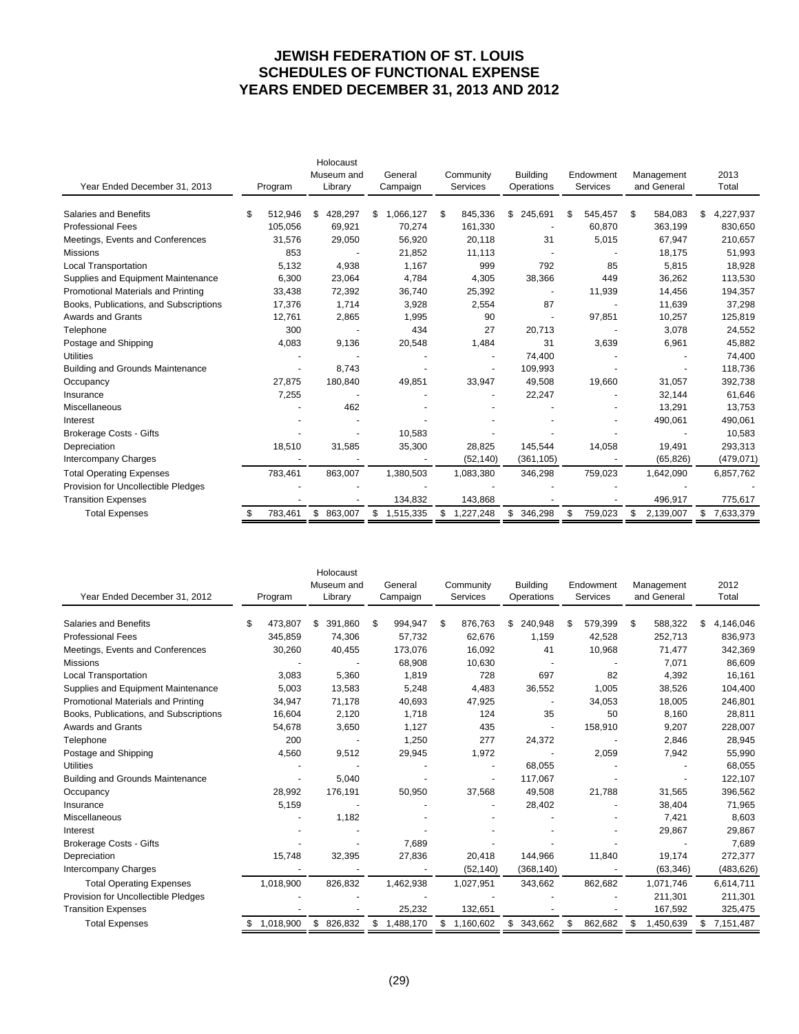# JEWISH FEDERATION OF ST. LOUIS
## SCHEDULES OF FUNCTIONAL EXPENSE
## YEARS ENDED DECEMBER 31, 2013 AND 2012

| Year Ended December 31, 2013 | Program | Holocaust Museum and Library | General Campaign | Community Services | Building Operations | Endowment Services | Management and General | 2013 Total |
|---|---|---|---|---|---|---|---|---|
| Salaries and Benefits | $ 512,946 | $ 428,297 | $ 1,066,127 | $ 845,336 | $ 245,691 | $ 545,457 | $ 584,083 | $ 4,227,937 |
| Professional Fees | 105,056 | 69,921 | 70,274 | 161,330 | - | 60,870 | 363,199 | 830,650 |
| Meetings, Events and Conferences | 31,576 | 29,050 | 56,920 | 20,118 | 31 | 5,015 | 67,947 | 210,657 |
| Missions | 853 | - | 21,852 | 11,113 | - | - | 18,175 | 51,993 |
| Local Transportation | 5,132 | 4,938 | 1,167 | 999 | 792 | 85 | 5,815 | 18,928 |
| Supplies and Equipment Maintenance | 6,300 | 23,064 | 4,784 | 4,305 | 38,366 | 449 | 36,262 | 113,530 |
| Promotional Materials and Printing | 33,438 | 72,392 | 36,740 | 25,392 | - | 11,939 | 14,456 | 194,357 |
| Books, Publications, and Subscriptions | 17,376 | 1,714 | 3,928 | 2,554 | 87 | - | 11,639 | 37,298 |
| Awards and Grants | 12,761 | 2,865 | 1,995 | 90 | - | 97,851 | 10,257 | 125,819 |
| Telephone | 300 | - | 434 | 27 | 20,713 | - | 3,078 | 24,552 |
| Postage and Shipping | 4,083 | 9,136 | 20,548 | 1,484 | 31 | 3,639 | 6,961 | 45,882 |
| Utilities | - | - | - | - | 74,400 | - | - | 74,400 |
| Building and Grounds Maintenance | - | 8,743 | - | - | 109,993 | - | - | 118,736 |
| Occupancy | 27,875 | 180,840 | 49,851 | 33,947 | 49,508 | 19,660 | 31,057 | 392,738 |
| Insurance | 7,255 | - | - | - | 22,247 | - | 32,144 | 61,646 |
| Miscellaneous | - | 462 | - | - | - | - | 13,291 | 13,753 |
| Interest | - | - | - | - | - | - | 490,061 | 490,061 |
| Brokerage Costs - Gifts | - | - | 10,583 | - | - | - | - | 10,583 |
| Depreciation | 18,510 | 31,585 | 35,300 | 28,825 | 145,544 | 14,058 | 19,491 | 293,313 |
| Intercompany Charges | - | - | - | (52,140) | (361,105) | - | (65,826) | (479,071) |
| Total Operating Expenses | 783,461 | 863,007 | 1,380,503 | 1,083,380 | 346,298 | 759,023 | 1,642,090 | 6,857,762 |
| Provision for Uncollectible Pledges | - | - | - | - | - | - | - | - |
| Transition Expenses | - | - | 134,832 | 143,868 | - | - | 496,917 | 775,617 |
| Total Expenses | $ 783,461 | $ 863,007 | $ 1,515,335 | $ 1,227,248 | $ 346,298 | $ 759,023 | $ 2,139,007 | $ 7,633,379 |

| Year Ended December 31, 2012 | Program | Holocaust Museum and Library | General Campaign | Community Services | Building Operations | Endowment Services | Management and General | 2012 Total |
|---|---|---|---|---|---|---|---|---|
| Salaries and Benefits | $ 473,807 | $ 391,860 | $ 994,947 | $ 876,763 | $ 240,948 | $ 579,399 | $ 588,322 | $ 4,146,046 |
| Professional Fees | 345,859 | 74,306 | 57,732 | 62,676 | 1,159 | 42,528 | 252,713 | 836,973 |
| Meetings, Events and Conferences | 30,260 | 40,455 | 173,076 | 16,092 | 41 | 10,968 | 71,477 | 342,369 |
| Missions | - | - | 68,908 | 10,630 | - | - | 7,071 | 86,609 |
| Local Transportation | 3,083 | 5,360 | 1,819 | 728 | 697 | 82 | 4,392 | 16,161 |
| Supplies and Equipment Maintenance | 5,003 | 13,583 | 5,248 | 4,483 | 36,552 | 1,005 | 38,526 | 104,400 |
| Promotional Materials and Printing | 34,947 | 71,178 | 40,693 | 47,925 | - | 34,053 | 18,005 | 246,801 |
| Books, Publications, and Subscriptions | 16,604 | 2,120 | 1,718 | 124 | 35 | 50 | 8,160 | 28,811 |
| Awards and Grants | 54,678 | 3,650 | 1,127 | 435 | - | 158,910 | 9,207 | 228,007 |
| Telephone | 200 | - | 1,250 | 277 | 24,372 | - | 2,846 | 28,945 |
| Postage and Shipping | 4,560 | 9,512 | 29,945 | 1,972 | - | 2,059 | 7,942 | 55,990 |
| Utilities | - | - | - | - | 68,055 | - | - | 68,055 |
| Building and Grounds Maintenance | - | 5,040 | - | - | 117,067 | - | - | 122,107 |
| Occupancy | 28,992 | 176,191 | 50,950 | 37,568 | 49,508 | 21,788 | 31,565 | 396,562 |
| Insurance | 5,159 | - | - | - | 28,402 | - | 38,404 | 71,965 |
| Miscellaneous | - | 1,182 | - | - | - | - | 7,421 | 8,603 |
| Interest | - | - | - | - | - | - | 29,867 | 29,867 |
| Brokerage Costs - Gifts | - | - | 7,689 | - | - | - | - | 7,689 |
| Depreciation | 15,748 | 32,395 | 27,836 | 20,418 | 144,966 | 11,840 | 19,174 | 272,377 |
| Intercompany Charges | - | - | - | (52,140) | (368,140) | - | (63,346) | (483,626) |
| Total Operating Expenses | 1,018,900 | 826,832 | 1,462,938 | 1,027,951 | 343,662 | 862,682 | 1,071,746 | 6,614,711 |
| Provision for Uncollectible Pledges | - | - | - | - | - | - | 211,301 | 211,301 |
| Transition Expenses | - | - | 25,232 | 132,651 | - | - | 167,592 | 325,475 |
| Total Expenses | $ 1,018,900 | $ 826,832 | $ 1,488,170 | $ 1,160,602 | $ 343,662 | $ 862,682 | $ 1,450,639 | $ 7,151,487 |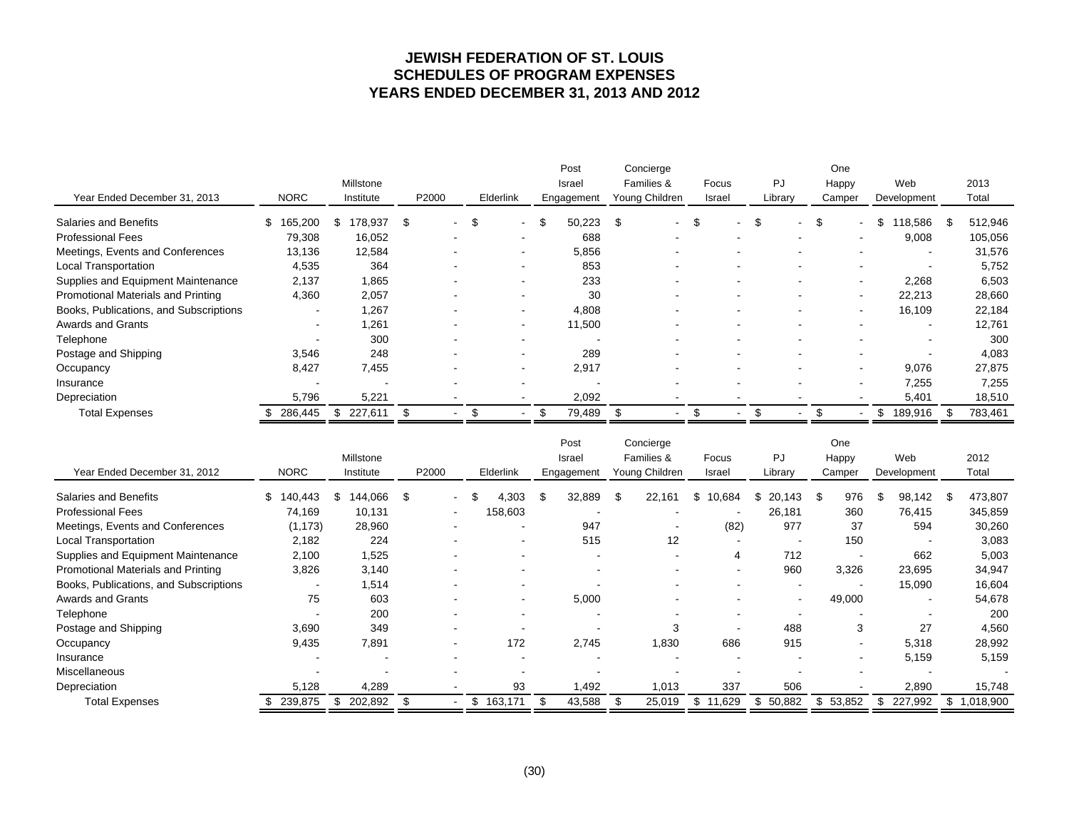# JEWISH FEDERATION OF ST. LOUIS
## SCHEDULES OF PROGRAM EXPENSES
## YEARS ENDED DECEMBER 31, 2013 AND 2012

| Year Ended December 31, 2013 | NORC | Millstone Institute | P2000 | Elderlink | Post Israel Engagement | Concierge Families & Young Children | Focus Israel | PJ Library | One Happy Camper | Web Development | 2013 Total |
|---|---|---|---|---|---|---|---|---|---|---|---|
| Salaries and Benefits | $ 165,200 | $ 178,937 | $ - | $ - | $ 50,223 | $ - | $ - | $ - | $ - | $ 118,586 | $ 512,946 |
| Professional Fees | 79,308 | 16,052 | - | - | 688 | - | - | - | - | 9,008 | 105,056 |
| Meetings, Events and Conferences | 13,136 | 12,584 | - | - | 5,856 | - | - | - | - | - | 31,576 |
| Local Transportation | 4,535 | 364 | - | - | 853 | - | - | - | - | - | 5,752 |
| Supplies and Equipment Maintenance | 2,137 | 1,865 | - | - | 233 | - | - | - | - | 2,268 | 6,503 |
| Promotional Materials and Printing | 4,360 | 2,057 | - | - | 30 | - | - | - | - | 22,213 | 28,660 |
| Books, Publications, and Subscriptions | - | 1,267 | - | - | 4,808 | - | - | - | - | 16,109 | 22,184 |
| Awards and Grants | - | 1,261 | - | - | 11,500 | - | - | - | - | - | 12,761 |
| Telephone | - | 300 | - | - | - | - | - | - | - | - | 300 |
| Postage and Shipping | 3,546 | 248 | - | - | 289 | - | - | - | - | - | 4,083 |
| Occupancy | 8,427 | 7,455 | - | - | 2,917 | - | - | - | - | 9,076 | 27,875 |
| Insurance | - | - | - | - | - | - | - | - | - | 7,255 | 7,255 |
| Depreciation | 5,796 | 5,221 | - | - | 2,092 | - | - | - | - | 5,401 | 18,510 |
| Total Expenses | $ 286,445 | $ 227,611 | $ - | $ - | $ 79,489 | $ - | $ - | $ - | $ - | $ 189,916 | $ 783,461 |

| Year Ended December 31, 2012 | NORC | Millstone Institute | P2000 | Elderlink | Post Israel Engagement | Concierge Families & Young Children | Focus Israel | PJ Library | One Happy Camper | Web Development | 2012 Total |
|---|---|---|---|---|---|---|---|---|---|---|---|
| Salaries and Benefits | $ 140,443 | $ 144,066 | $ - | $ 4,303 | $ 32,889 | $ 22,161 | $ 10,684 | $ 20,143 | $ 976 | $ 98,142 | $ 473,807 |
| Professional Fees | 74,169 | 10,131 | - | 158,603 | - | - | - | 26,181 | 360 | 76,415 | 345,859 |
| Meetings, Events and Conferences | (1,173) | 28,960 | - | - | 947 | - | (82) | 977 | 37 | 594 | 30,260 |
| Local Transportation | 2,182 | 224 | - | - | 515 | 12 | - | - | 150 | - | 3,083 |
| Supplies and Equipment Maintenance | 2,100 | 1,525 | - | - | - | - | 4 | 712 | - | 662 | 5,003 |
| Promotional Materials and Printing | 3,826 | 3,140 | - | - | - | - | - | 960 | 3,326 | 23,695 | 34,947 |
| Books, Publications, and Subscriptions | - | 1,514 | - | - | - | - | - | - | - | 15,090 | 16,604 |
| Awards and Grants | 75 | 603 | - | - | 5,000 | - | - | - | 49,000 | - | 54,678 |
| Telephone | - | 200 | - | - | - | - | - | - | - | - | 200 |
| Postage and Shipping | 3,690 | 349 | - | - | - | 3 | - | 488 | 3 | 27 | 4,560 |
| Occupancy | 9,435 | 7,891 | - | 172 | 2,745 | 1,830 | 686 | 915 | - | 5,318 | 28,992 |
| Insurance | - | - | - | - | - | - | - | - | - | 5,159 | 5,159 |
| Miscellaneous | - | - | - | - | - | - | - | - | - | - | - |
| Depreciation | 5,128 | 4,289 | - | 93 | 1,492 | 1,013 | 337 | 506 | - | 2,890 | 15,748 |
| Total Expenses | $ 239,875 | $ 202,892 | $ - | $ 163,171 | $ 43,588 | $ 25,019 | $ 11,629 | $ 50,882 | $ 53,852 | $ 227,992 | $ 1,018,900 |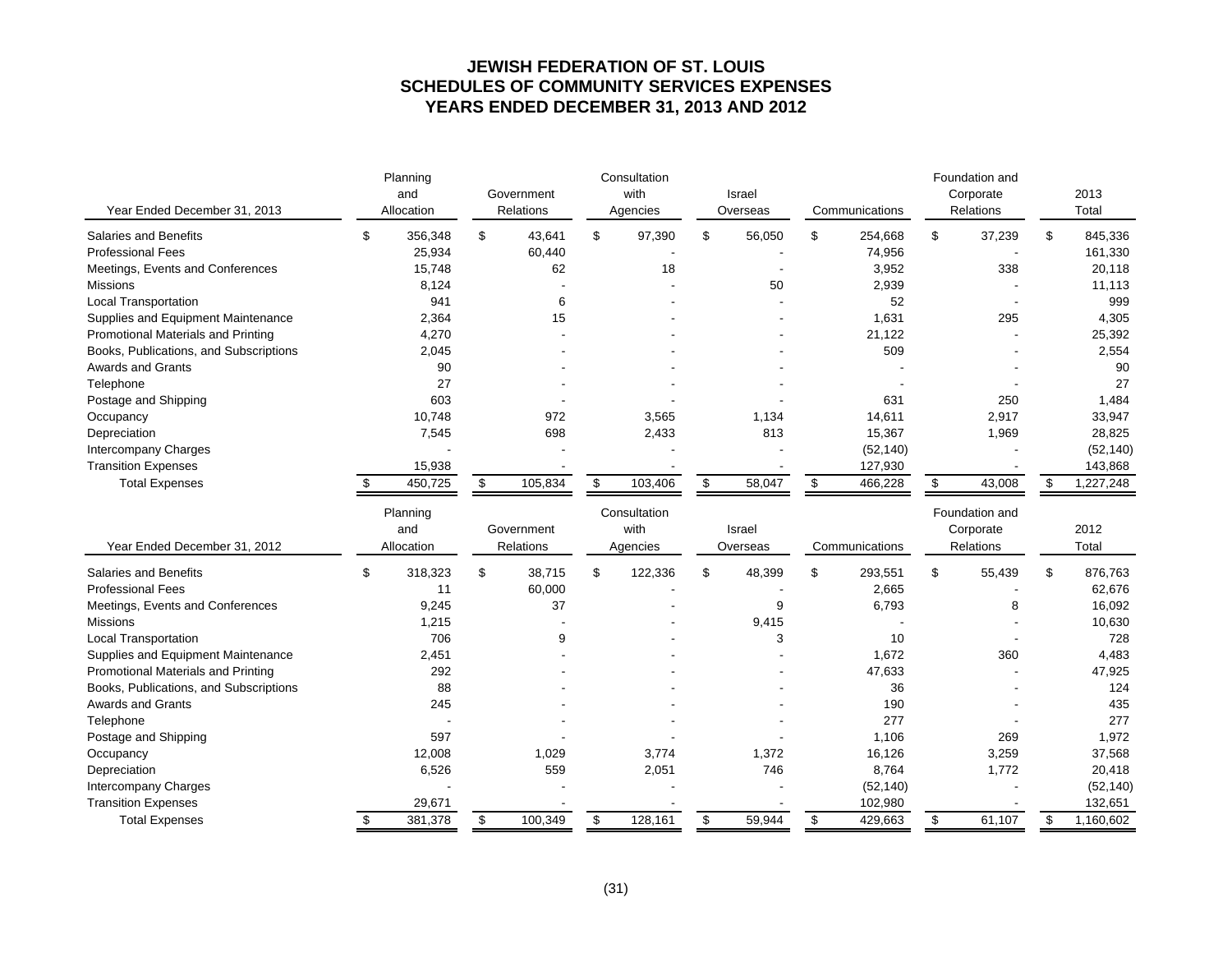# JEWISH FEDERATION OF ST. LOUIS
## SCHEDULES OF COMMUNITY SERVICES EXPENSES
## YEARS ENDED DECEMBER 31, 2013 AND 2012

| Year Ended December 31, 2013 | Planning and Allocation | Government Relations | Consultation with Agencies | Israel Overseas | Communications | Foundation and Corporate Relations | 2013 Total |
|---|---|---|---|---|---|---|---|
| Salaries and Benefits | $ 356,348 | $ 43,641 | $ 97,390 | $ 56,050 | $ 254,668 | $ 37,239 | $ 845,336 |
| Professional Fees | 25,934 | 60,440 | - | - | 74,956 | - | 161,330 |
| Meetings, Events and Conferences | 15,748 | 62 | 18 | - | 3,952 | 338 | 20,118 |
| Missions | 8,124 | - | - | 50 | 2,939 | - | 11,113 |
| Local Transportation | 941 | 6 | - | - | 52 | - | 999 |
| Supplies and Equipment Maintenance | 2,364 | 15 | - | - | 1,631 | 295 | 4,305 |
| Promotional Materials and Printing | 4,270 | - | - | - | 21,122 | - | 25,392 |
| Books, Publications, and Subscriptions | 2,045 | - | - | - | 509 | - | 2,554 |
| Awards and Grants | 90 | - | - | - | - | - | 90 |
| Telephone | 27 | - | - | - | - | - | 27 |
| Postage and Shipping | 603 | - | - | - | 631 | 250 | 1,484 |
| Occupancy | 10,748 | 972 | 3,565 | 1,134 | 14,611 | 2,917 | 33,947 |
| Depreciation | 7,545 | 698 | 2,433 | 813 | 15,367 | 1,969 | 28,825 |
| Intercompany Charges | - | - | - | - | (52,140) | - | (52,140) |
| Transition Expenses | 15,938 | - | - | - | 127,930 | - | 143,868 |
| Total Expenses | $ 450,725 | $ 105,834 | $ 103,406 | $ 58,047 | $ 466,228 | $ 43,008 | $ 1,227,248 |

| Year Ended December 31, 2012 | Planning and Allocation | Government Relations | Consultation with Agencies | Israel Overseas | Communications | Foundation and Corporate Relations | 2012 Total |
|---|---|---|---|---|---|---|---|
| Salaries and Benefits | $ 318,323 | $ 38,715 | $ 122,336 | $ 48,399 | $ 293,551 | $ 55,439 | $ 876,763 |
| Professional Fees | 11 | 60,000 | - | - | 2,665 | - | 62,676 |
| Meetings, Events and Conferences | 9,245 | 37 | - | 9 | 6,793 | 8 | 16,092 |
| Missions | 1,215 | - | - | 9,415 | - | - | 10,630 |
| Local Transportation | 706 | 9 | - | 3 | 10 | - | 728 |
| Supplies and Equipment Maintenance | 2,451 | - | - | - | 1,672 | 360 | 4,483 |
| Promotional Materials and Printing | 292 | - | - | - | 47,633 | - | 47,925 |
| Books, Publications, and Subscriptions | 88 | - | - | - | 36 | - | 124 |
| Awards and Grants | 245 | - | - | - | 190 | - | 435 |
| Telephone | - | - | - | - | 277 | - | 277 |
| Postage and Shipping | 597 | - | - | - | 1,106 | 269 | 1,972 |
| Occupancy | 12,008 | 1,029 | 3,774 | 1,372 | 16,126 | 3,259 | 37,568 |
| Depreciation | 6,526 | 559 | 2,051 | 746 | 8,764 | 1,772 | 20,418 |
| Intercompany Charges | - | - | - | - | (52,140) | - | (52,140) |
| Transition Expenses | 29,671 | - | - | - | 102,980 | - | 132,651 |
| Total Expenses | $ 381,378 | $ 100,349 | $ 128,161 | $ 59,944 | $ 429,663 | $ 61,107 | $ 1,160,602 |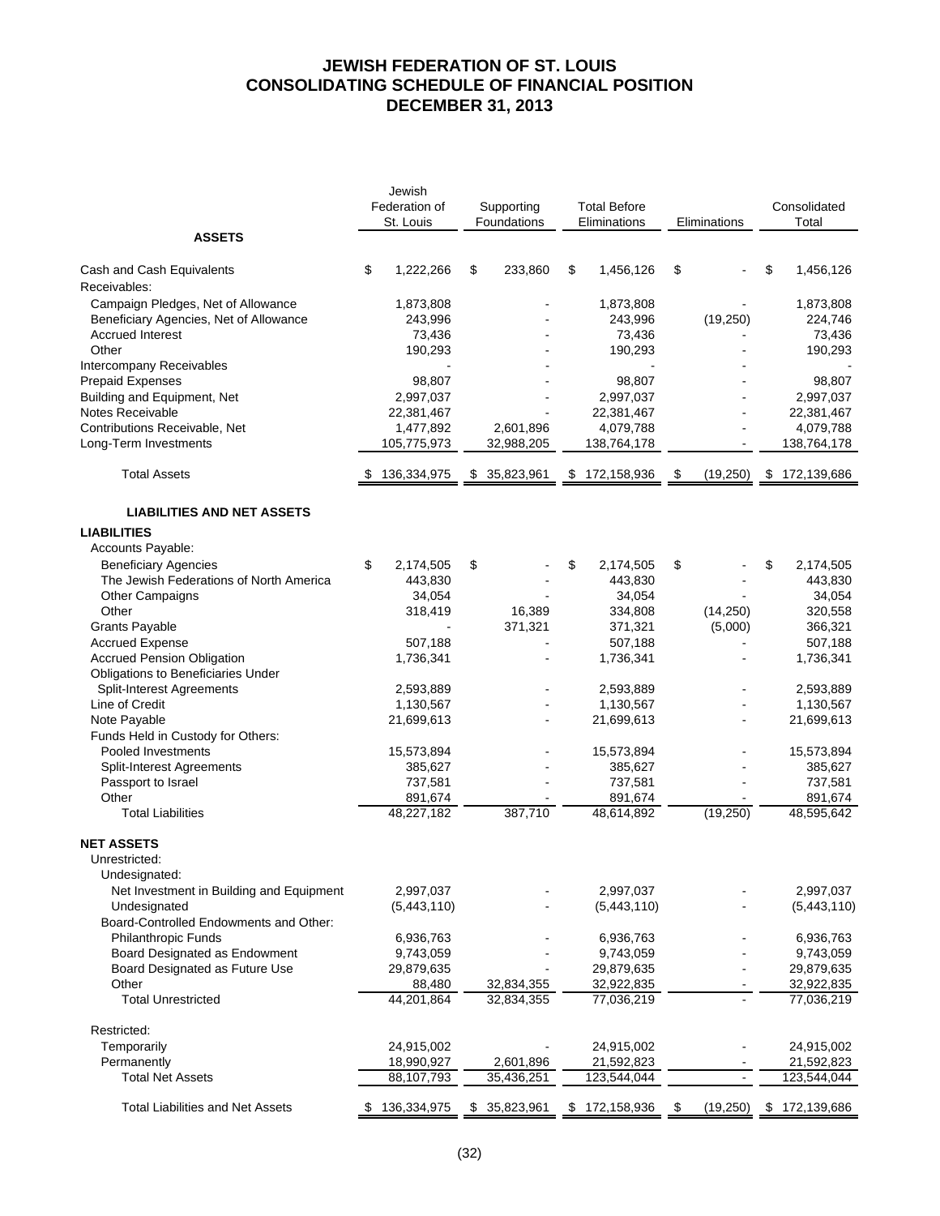# JEWISH FEDERATION OF ST. LOUIS
# CONSOLIDATING SCHEDULE OF FINANCIAL POSITION
# DECEMBER 31, 2013

| | Jewish Federation of St. Louis | Supporting Foundations | Total Before Eliminations | Eliminations | Consolidated Total |
|---|---|---|---|---|---|
| **ASSETS** | | | | | |
| Cash and Cash Equivalents | $ 1,222,266 | $ 233,860 | $ 1,456,126 | $ - | $ 1,456,126 |
| Receivables: | | | | | |
| Campaign Pledges, Net of Allowance | 1,873,808 | - | 1,873,808 | - | 1,873,808 |
| Beneficiary Agencies, Net of Allowance | 243,996 | - | 243,996 | (19,250) | 224,746 |
| Accrued Interest | 73,436 | - | 73,436 | - | 73,436 |
| Other | 190,293 | - | 190,293 | - | 190,293 |
| Intercompany Receivables | - | - | - | - | - |
| Prepaid Expenses | 98,807 | - | 98,807 | - | 98,807 |
| Building and Equipment, Net | 2,997,037 | - | 2,997,037 | - | 2,997,037 |
| Notes Receivable | 22,381,467 | - | 22,381,467 | - | 22,381,467 |
| Contributions Receivable, Net | 1,477,892 | 2,601,896 | 4,079,788 | - | 4,079,788 |
| Long-Term Investments | 105,775,973 | 32,988,205 | 138,764,178 | - | 138,764,178 |
| Total Assets | $ 136,334,975 | $ 35,823,961 | $ 172,158,936 | $ (19,250) | $ 172,139,686 |
| **LIABILITIES AND NET ASSETS** | | | | | |
| **LIABILITIES** | | | | | |
| Accounts Payable: | | | | | |
| Beneficiary Agencies | $ 2,174,505 | $ - | $ 2,174,505 | $ - | $ 2,174,505 |
| The Jewish Federations of North America | 443,830 | - | 443,830 | - | 443,830 |
| Other Campaigns | 34,054 | - | 34,054 | - | 34,054 |
| Other | 318,419 | 16,389 | 334,808 | (14,250) | 320,558 |
| Grants Payable | - | 371,321 | 371,321 | (5,000) | 366,321 |
| Accrued Expense | 507,188 | - | 507,188 | - | 507,188 |
| Accrued Pension Obligation | 1,736,341 | - | 1,736,341 | - | 1,736,341 |
| Obligations to Beneficiaries Under Split-Interest Agreements | 2,593,889 | - | 2,593,889 | - | 2,593,889 |
| Line of Credit | 1,130,567 | - | 1,130,567 | - | 1,130,567 |
| Note Payable | 21,699,613 | - | 21,699,613 | - | 21,699,613 |
| Funds Held in Custody for Others: | | | | | |
| Pooled Investments | 15,573,894 | - | 15,573,894 | - | 15,573,894 |
| Split-Interest Agreements | 385,627 | - | 385,627 | - | 385,627 |
| Passport to Israel | 737,581 | - | 737,581 | - | 737,581 |
| Other | 891,674 | - | 891,674 | - | 891,674 |
| Total Liabilities | 48,227,182 | 387,710 | 48,614,892 | (19,250) | 48,595,642 |
| **NET ASSETS** | | | | | |
| Unrestricted: | | | | | |
| Undesignated: | | | | | |
| Net Investment in Building and Equipment | 2,997,037 | - | 2,997,037 | - | 2,997,037 |
| Undesignated | (5,443,110) | - | (5,443,110) | - | (5,443,110) |
| Board-Controlled Endowments and Other: | | | | | |
| Philanthropic Funds | 6,936,763 | - | 6,936,763 | - | 6,936,763 |
| Board Designated as Endowment | 9,743,059 | - | 9,743,059 | - | 9,743,059 |
| Board Designated as Future Use | 29,879,635 | - | 29,879,635 | - | 29,879,635 |
| Other | 88,480 | 32,834,355 | 32,922,835 | - | 32,922,835 |
| Total Unrestricted | 44,201,864 | 32,834,355 | 77,036,219 | - | 77,036,219 |
| Restricted: | | | | | |
| Temporarily | 24,915,002 | - | 24,915,002 | - | 24,915,002 |
| Permanently | 18,990,927 | 2,601,896 | 21,592,823 | - | 21,592,823 |
| Total Net Assets | 88,107,793 | 35,436,251 | 123,544,044 | - | 123,544,044 |
| Total Liabilities and Net Assets | $ 136,334,975 | $ 35,823,961 | $ 172,158,936 | $ (19,250) | $ 172,139,686 |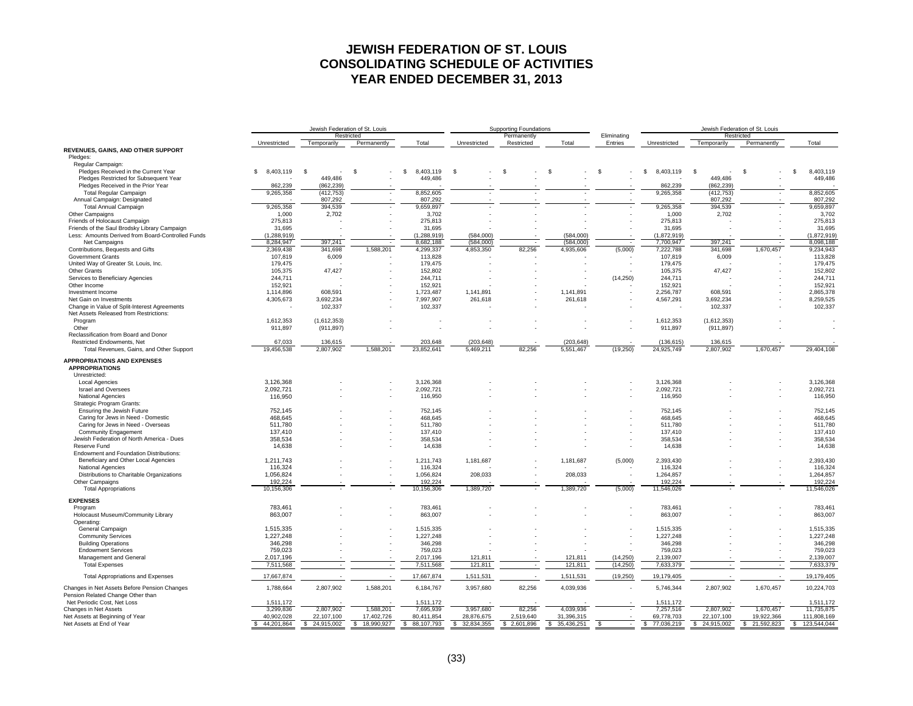# JEWISH FEDERATION OF ST. LOUIS
# CONSOLIDATING SCHEDULE OF ACTIVITIES
# YEAR ENDED DECEMBER 31, 2013

| | Jewish Federation of St. Louis | | | | Supporting Foundations | | | Eliminating | Jewish Federation of St. Louis | | | |
|---|---|---|---|---|---|---|---|---|---|---|---|---|
| | | Restricted | | | | Permanently | | | | Restricted | | |
| | Unrestricted | Temporarily | Permanently | Total | Unrestricted | Restricted | Total | Entries | Unrestricted | Temporarily | Permanently | Total |
| **REVENUES, GAINS, AND OTHER SUPPORT** | | | | | | | | | | | | |
| Pledges: | | | | | | | | | | | | |
| Regular Campaign: | | | | | | | | | | | | |
| Pledges Received in the Current Year | $ 8,403,119 | $ - | $ - | $ 8,403,119 | $ - | $ - | $ - | $ - | $ 8,403,119 | $ - | $ - | $ 8,403,119 |
| Pledges Restricted for Subsequent Year | - | 449,486 | - | 449,486 | - | - | - | - | - | 449,486 | - | 449,486 |
| Pledges Received in the Prior Year | 862,239 | (862,239) | - | - | - | - | - | - | 862,239 | (862,239) | - | - |
| Total Regular Campaign | 9,265,358 | (412,753) | - | 8,852,605 | - | - | - | - | 9,265,358 | (412,753) | - | 8,852,605 |
| Annual Campaign: Designated | - | 807,292 | - | 807,292 | - | - | - | - | - | 807,292 | - | 807,292 |
| Total Annual Campaign | 9,265,358 | 394,539 | - | 9,659,897 | - | - | - | - | 9,265,358 | 394,539 | - | 9,659,897 |
| Other Campaigns | 1,000 | 2,702 | - | 3,702 | - | - | - | - | 1,000 | 2,702 | - | 3,702 |
| Friends of Holocaust Campaign | 275,813 | - | - | 275,813 | - | - | - | - | 275,813 | - | - | 275,813 |
| Friends of the Saul Brodsky Library Campaign | 31,695 | - | - | 31,695 | - | - | - | - | 31,695 | - | - | 31,695 |
| Less: Amounts Derived from Board-Controlled Funds | (1,288,919) | - | - | (1,288,919) | (584,000) | - | (584,000) | - | (1,872,919) | - | - | (1,872,919) |
| Net Campaigns | 8,284,947 | 397,241 | - | 8,682,188 | (584,000) | - | (584,000) | - | 7,700,947 | 397,241 | - | 8,098,188 |
| Contributions, Bequests and Gifts | 2,369,438 | 341,698 | 1,588,201 | 4,299,337 | 4,853,350 | 82,256 | 4,935,606 | (5,000) | 7,222,788 | 341,698 | 1,670,457 | 9,234,943 |
| Government Grants | 107,819 | 6,009 | - | 113,828 | - | - | - | - | 107,819 | 6,009 | - | 113,828 |
| United Way of Greater St. Louis, Inc. | 179,475 | - | - | 179,475 | - | - | - | - | 179,475 | - | - | 179,475 |
| Other Grants | 105,375 | 47,427 | - | 152,802 | - | - | - | - | 105,375 | 47,427 | - | 152,802 |
| Services to Beneficiary Agencies | 244,711 | - | - | 244,711 | - | - | - | (14,250) | 244,711 | - | - | 244,711 |
| Other Income | 152,921 | - | - | 152,921 | - | - | - | - | 152,921 | - | - | 152,921 |
| Investment Income | 1,114,896 | 608,591 | - | 1,723,487 | 1,141,891 | - | 1,141,891 | - | 2,256,787 | 608,591 | - | 2,865,378 |
| Net Gain on Investments | 4,305,673 | 3,692,234 | - | 7,997,907 | 261,618 | - | 261,618 | - | 4,567,291 | 3,692,234 | - | 8,259,525 |
| Change in Value of Split-Interest Agreements | - | 102,337 | - | 102,337 | - | - | - | - | - | 102,337 | - | 102,337 |
| Net Assets Released from Restrictions: | | | | | | | | | | | | |
| Program | 1,612,353 | (1,612,353) | - | - | - | - | - | - | 1,612,353 | (1,612,353) | - | - |
| Other | 911,897 | (911,897) | - | - | - | - | - | - | 911,897 | (911,897) | - | - |
| Reclassification from Board and Donor Restricted Endowments, Net | 67,033 | 136,615 | - | 203,648 | (203,648) | - | (203,648) | - | (136,615) | 136,615 | - | - |
| Total Revenues, Gains, and Other Support | 19,456,538 | 2,807,902 | 1,588,201 | 23,852,641 | 5,469,211 | 82,256 | 5,551,467 | (19,250) | 24,925,749 | 2,807,902 | 1,670,457 | 29,404,108 |
| **APPROPRIATIONS AND EXPENSES** | | | | | | | | | | | | |
| **APPROPRIATIONS** | | | | | | | | | | | | |
| Unrestricted: | | | | | | | | | | | | |
| Local Agencies | 3,126,368 | - | - | 3,126,368 | - | - | - | - | 3,126,368 | - | - | 3,126,368 |
| Israel and Oversees | 2,092,721 | - | - | 2,092,721 | - | - | - | - | 2,092,721 | - | - | 2,092,721 |
| National Agencies | 116,950 | - | - | 116,950 | - | - | - | - | 116,950 | - | - | 116,950 |
| Strategic Program Grants: | | | | | | | | | | | | |
| Ensuring the Jewish Future | 752,145 | - | - | 752,145 | - | - | - | - | 752,145 | - | - | 752,145 |
| Caring for Jews in Need - Domestic | 468,645 | - | - | 468,645 | - | - | - | - | 468,645 | - | - | 468,645 |
| Caring for Jews in Need - Overseas | 511,780 | - | - | 511,780 | - | - | - | - | 511,780 | - | - | 511,780 |
| Community Engagement | 137,410 | - | - | 137,410 | - | - | - | - | 137,410 | - | - | 137,410 |
| Jewish Federation of North America - Dues | 358,534 | - | - | 358,534 | - | - | - | - | 358,534 | - | - | 358,534 |
| Reserve Fund | 14,638 | - | - | 14,638 | - | - | - | - | 14,638 | - | - | 14,638 |
| Endowment and Foundation Distributions: | | | | | | | | | | | | |
| Beneficiary and Other Local Agencies | 1,211,743 | - | - | 1,211,743 | 1,181,687 | - | 1,181,687 | (5,000) | 2,393,430 | - | - | 2,393,430 |
| National Agencies | 116,324 | - | - | 116,324 | - | - | - | - | 116,324 | - | - | 116,324 |
| Distributions to Charitable Organizations | 1,056,824 | - | - | 1,056,824 | 208,033 | - | 208,033 | - | 1,264,857 | - | - | 1,264,857 |
| Other Campaigns | 192,224 | - | - | 192,224 | - | - | - | - | 192,224 | - | - | 192,224 |
| Total Appropriations | 10,156,306 | - | - | 10,156,306 | 1,389,720 | - | 1,389,720 | (5,000) | 11,546,026 | - | - | 11,546,026 |
| **EXPENSES** | | | | | | | | | | | | |
| Program | 783,461 | - | - | 783,461 | - | - | - | - | 783,461 | - | - | 783,461 |
| Holocaust Museum/Community Library | 863,007 | - | - | 863,007 | - | - | - | - | 863,007 | - | - | 863,007 |
| Operating: | | | | | | | | | | | | |
| General Campaign | 1,515,335 | - | - | 1,515,335 | - | - | - | - | 1,515,335 | - | - | 1,515,335 |
| Community Services | 1,227,248 | - | - | 1,227,248 | - | - | - | - | 1,227,248 | - | - | 1,227,248 |
| Building Operations | 346,298 | - | - | 346,298 | - | - | - | - | 346,298 | - | - | 346,298 |
| Endowment Services | 759,023 | - | - | 759,023 | - | - | - | - | 759,023 | - | - | 759,023 |
| Management and General | 2,017,196 | - | - | 2,017,196 | 121,811 | - | 121,811 | (14,250) | 2,139,007 | - | - | 2,139,007 |
| Total Expenses | 7,511,568 | - | - | 7,511,568 | 121,811 | - | 121,811 | (14,250) | 7,633,379 | - | - | 7,633,379 |
| Total Appropriations and Expenses | 17,667,874 | - | - | 17,667,874 | 1,511,531 | - | 1,511,531 | (19,250) | 19,179,405 | - | - | 19,179,405 |
| Changes in Net Assets Before Pension Changes | 1,788,664 | 2,807,902 | 1,588,201 | 6,184,767 | 3,957,680 | 82,256 | 4,039,936 | - | 5,746,344 | 2,807,902 | 1,670,457 | 10,224,703 |
| Pension Related Change Other than Net Periodic Cost, Net Loss | 1,511,172 | - | - | 1,511,172 | - | - | - | - | 1,511,172 | - | - | 1,511,172 |
| Changes in Net Assets | 3,299,836 | 2,807,902 | 1,588,201 | 7,695,939 | 3,957,680 | 82,256 | 4,039,936 | - | 7,257,516 | 2,807,902 | 1,670,457 | 11,735,875 |
| Net Assets at Beginning of Year | 40,902,028 | 22,107,100 | 17,402,726 | 80,411,854 | 28,876,675 | 2,519,640 | 31,396,315 | - | 69,778,703 | 22,107,100 | 19,922,366 | 111,808,169 |
| Net Assets at End of Year | $ 44,201,864 | $ 24,915,002 | $ 18,990,927 | $ 88,107,793 | $ 32,834,355 | $ 2,601,896 | $ 35,436,251 | $ - | $ 77,036,219 | $ 24,915,002 | $ 21,592,823 | $ 123,544,044 |